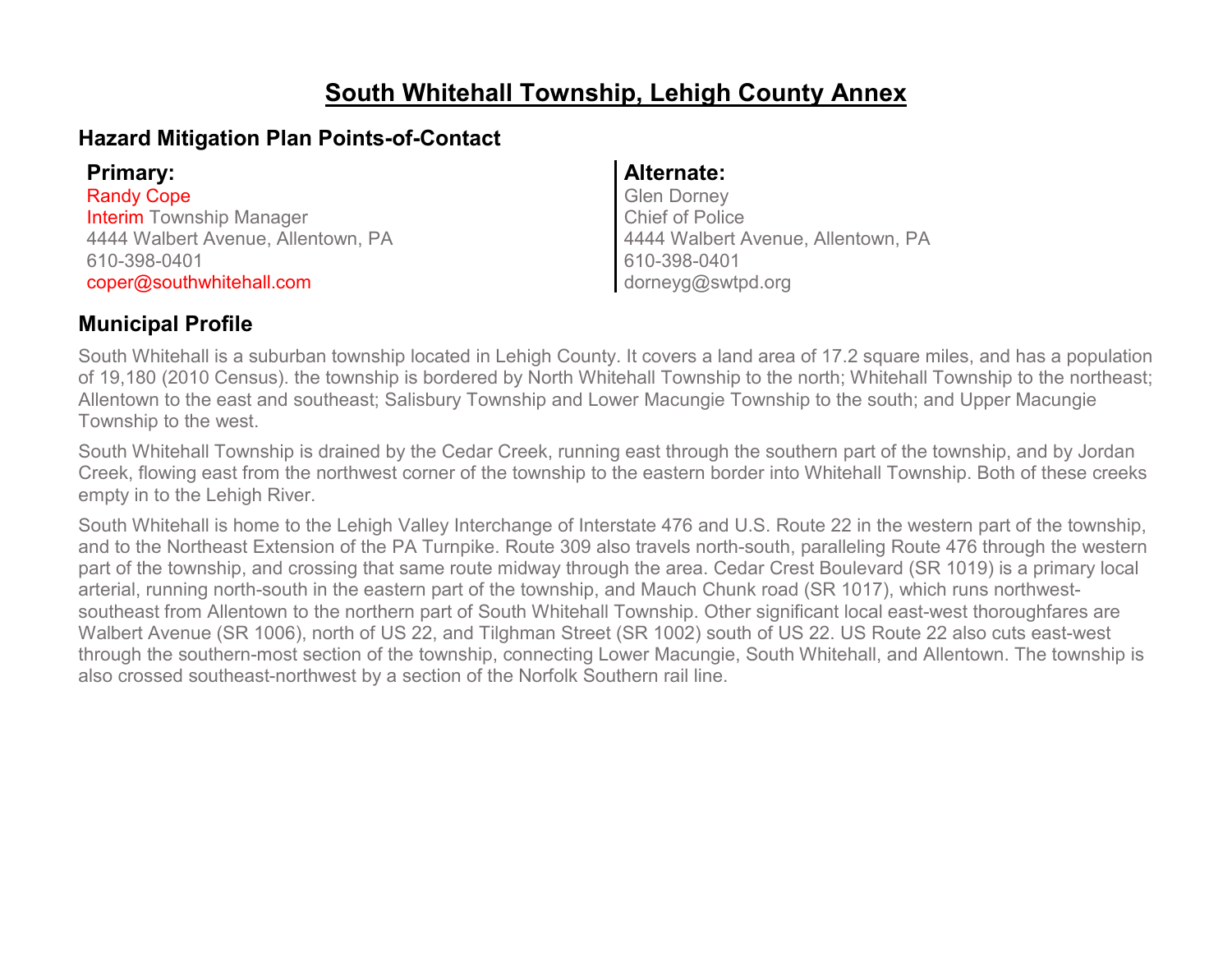# South Whitehall Township, Lehigh County Annex

## Hazard Mitigation Plan Points-of-Contact

**Primary:**
Randy Cope
Interim Township Manager
4444 Walbert Avenue, Allentown, PA
610-398-0401
coper@southwhitehall.com

**Alternate:**
Glen Dorney
Chief of Police
4444 Walbert Avenue, Allentown, PA
610-398-0401
dorneyg@swtpd.org

## Municipal Profile

South Whitehall is a suburban township located in Lehigh County. It covers a land area of 17.2 square miles, and has a population of 19,180 (2010 Census). the township is bordered by North Whitehall Township to the north; Whitehall Township to the northeast; Allentown to the east and southeast; Salisbury Township and Lower Macungie Township to the south; and Upper Macungie Township to the west.

South Whitehall Township is drained by the Cedar Creek, running east through the southern part of the township, and by Jordan Creek, flowing east from the northwest corner of the township to the eastern border into Whitehall Township. Both of these creeks empty in to the Lehigh River.

South Whitehall is home to the Lehigh Valley Interchange of Interstate 476 and U.S. Route 22 in the western part of the township, and to the Northeast Extension of the PA Turnpike. Route 309 also travels north-south, paralleling Route 476 through the western part of the township, and crossing that same route midway through the area. Cedar Crest Boulevard (SR 1019) is a primary local arterial, running north-south in the eastern part of the township, and Mauch Chunk road (SR 1017), which runs northwest-southeast from Allentown to the northern part of South Whitehall Township. Other significant local east-west thoroughfares are Walbert Avenue (SR 1006), north of US 22, and Tilghman Street (SR 1002) south of US 22. US Route 22 also cuts east-west through the southern-most section of the township, connecting Lower Macungie, South Whitehall, and Allentown. The township is also crossed southeast-northwest by a section of the Norfolk Southern rail line.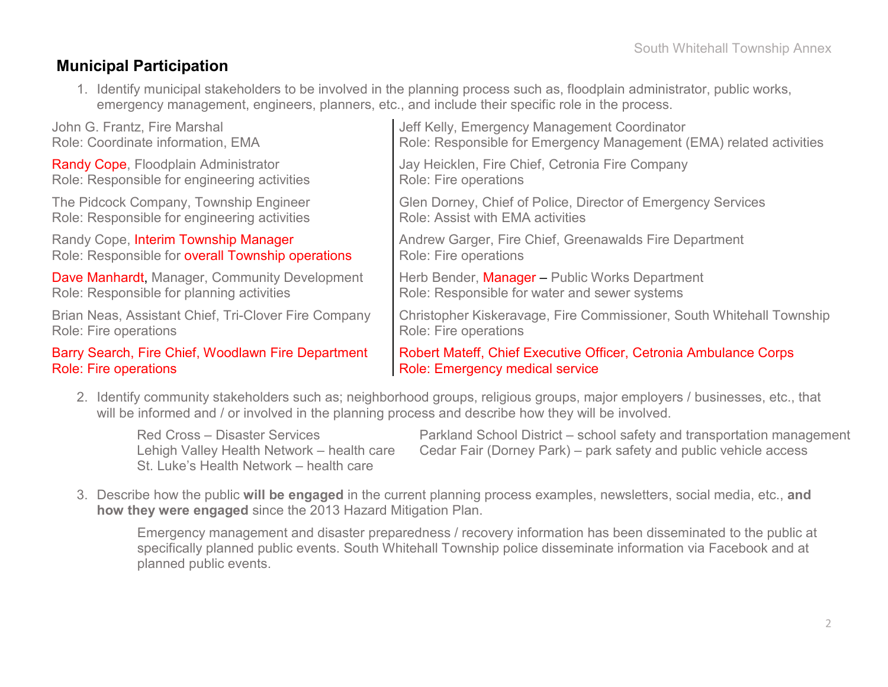## Municipal Participation

1. Identify municipal stakeholders to be involved in the planning process such as, floodplain administrator, public works, emergency management, engineers, planners, etc., and include their specific role in the process.

John G. Frantz, Fire Marshal
Role: Coordinate information, EMA

Randy Cope, Floodplain Administrator
Role: Responsible for engineering activities

The Pidcock Company, Township Engineer
Role: Responsible for engineering activities

Randy Cope, Interim Township Manager
Role: Responsible for overall Township operations

Dave Manhardt, Manager, Community Development
Role: Responsible for planning activities

Brian Neas, Assistant Chief, Tri-Clover Fire Company
Role: Fire operations

Barry Search, Fire Chief, Woodlawn Fire Department
Role: Fire operations

Jeff Kelly, Emergency Management Coordinator
Role: Responsible for Emergency Management (EMA) related activities

Jay Heicklen, Fire Chief, Cetronia Fire Company
Role: Fire operations

Glen Dorney, Chief of Police, Director of Emergency Services
Role: Assist with EMA activities

Andrew Garger, Fire Chief, Greenawalds Fire Department
Role: Fire operations

Herb Bender, Manager – Public Works Department
Role: Responsible for water and sewer systems

Christopher Kiskeravage, Fire Commissioner, South Whitehall Township
Role: Fire operations

Robert Mateff, Chief Executive Officer, Cetronia Ambulance Corps
Role: Emergency medical service

2. Identify community stakeholders such as; neighborhood groups, religious groups, major employers / businesses, etc., that will be informed and / or involved in the planning process and describe how they will be involved.

Red Cross – Disaster Services
Lehigh Valley Health Network – health care
St. Luke's Health Network – health care
Parkland School District – school safety and transportation management
Cedar Fair (Dorney Park) – park safety and public vehicle access

3. Describe how the public **will be engaged** in the current planning process examples, newsletters, social media, etc., **and how they were engaged** since the 2013 Hazard Mitigation Plan.

Emergency management and disaster preparedness / recovery information has been disseminated to the public at specifically planned public events. South Whitehall Township police disseminate information via Facebook and at planned public events.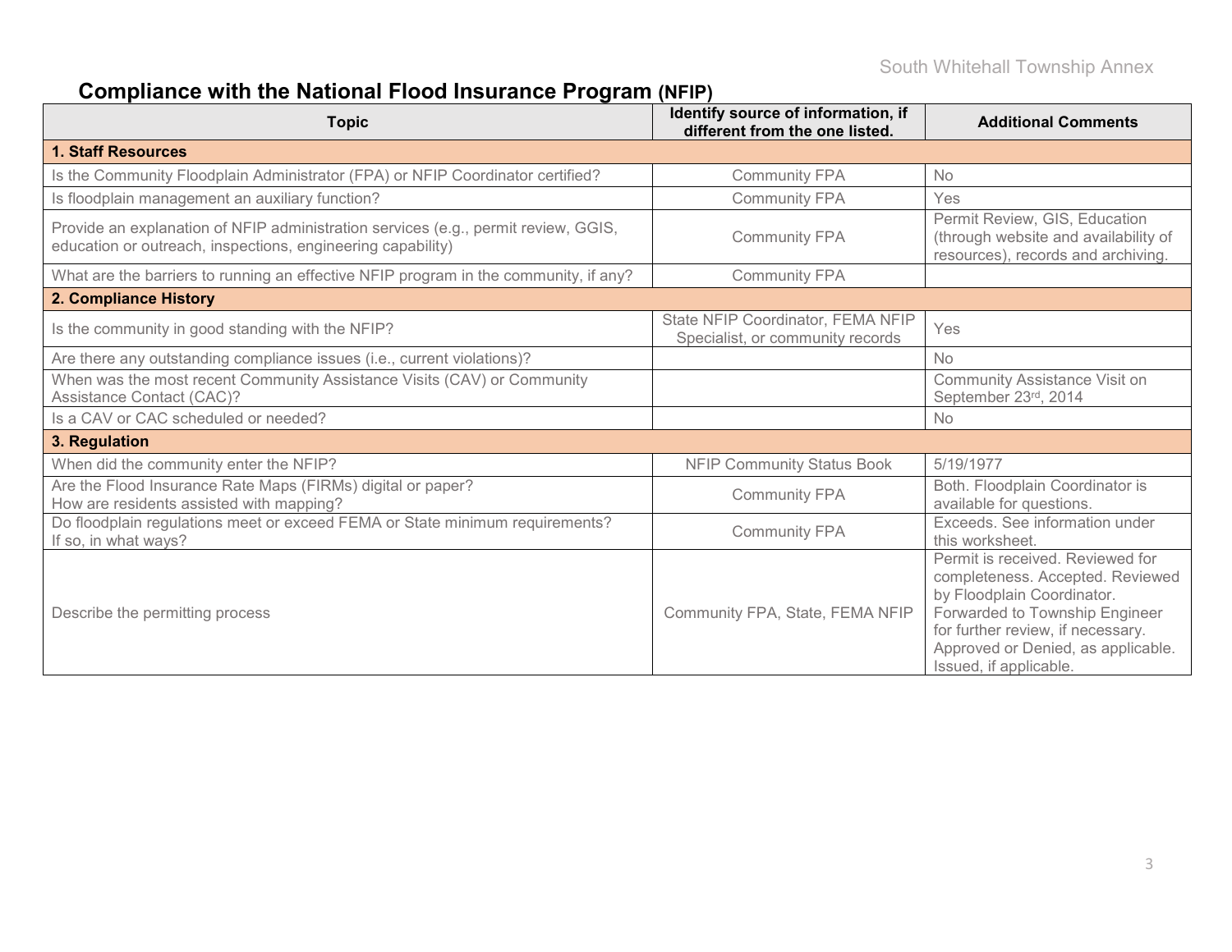## Compliance with the National Flood Insurance Program (NFIP)

| Topic | Identify source of information, if different from the one listed. | Additional Comments |
|---|---|---|
| **1. Staff Resources** | | |
| Is the Community Floodplain Administrator (FPA) or NFIP Coordinator certified? | Community FPA | No |
| Is floodplain management an auxiliary function? | Community FPA | Yes |
| Provide an explanation of NFIP administration services (e.g., permit review, GGIS, education or outreach, inspections, engineering capability) | Community FPA | Permit Review, GIS, Education (through website and availability of resources), records and archiving. |
| What are the barriers to running an effective NFIP program in the community, if any? | Community FPA | |
| **2. Compliance History** | | |
| Is the community in good standing with the NFIP? | State NFIP Coordinator, FEMA NFIP Specialist, or community records | Yes |
| Are there any outstanding compliance issues (i.e., current violations)? | | No |
| When was the most recent Community Assistance Visits (CAV) or Community Assistance Contact (CAC)? | | Community Assistance Visit on September 23rd, 2014 |
| Is a CAV or CAC scheduled or needed? | | No |
| **3. Regulation** | | |
| When did the community enter the NFIP? | NFIP Community Status Book | 5/19/1977 |
| Are the Flood Insurance Rate Maps (FIRMs) digital or paper? How are residents assisted with mapping? | Community FPA | Both. Floodplain Coordinator is available for questions. |
| Do floodplain regulations meet or exceed FEMA or State minimum requirements? If so, in what ways? | Community FPA | Exceeds. See information under this worksheet. |
| Describe the permitting process | Community FPA, State, FEMA NFIP | Permit is received. Reviewed for completeness. Accepted. Reviewed by Floodplain Coordinator. Forwarded to Township Engineer for further review, if necessary. Approved or Denied, as applicable. Issued, if applicable. |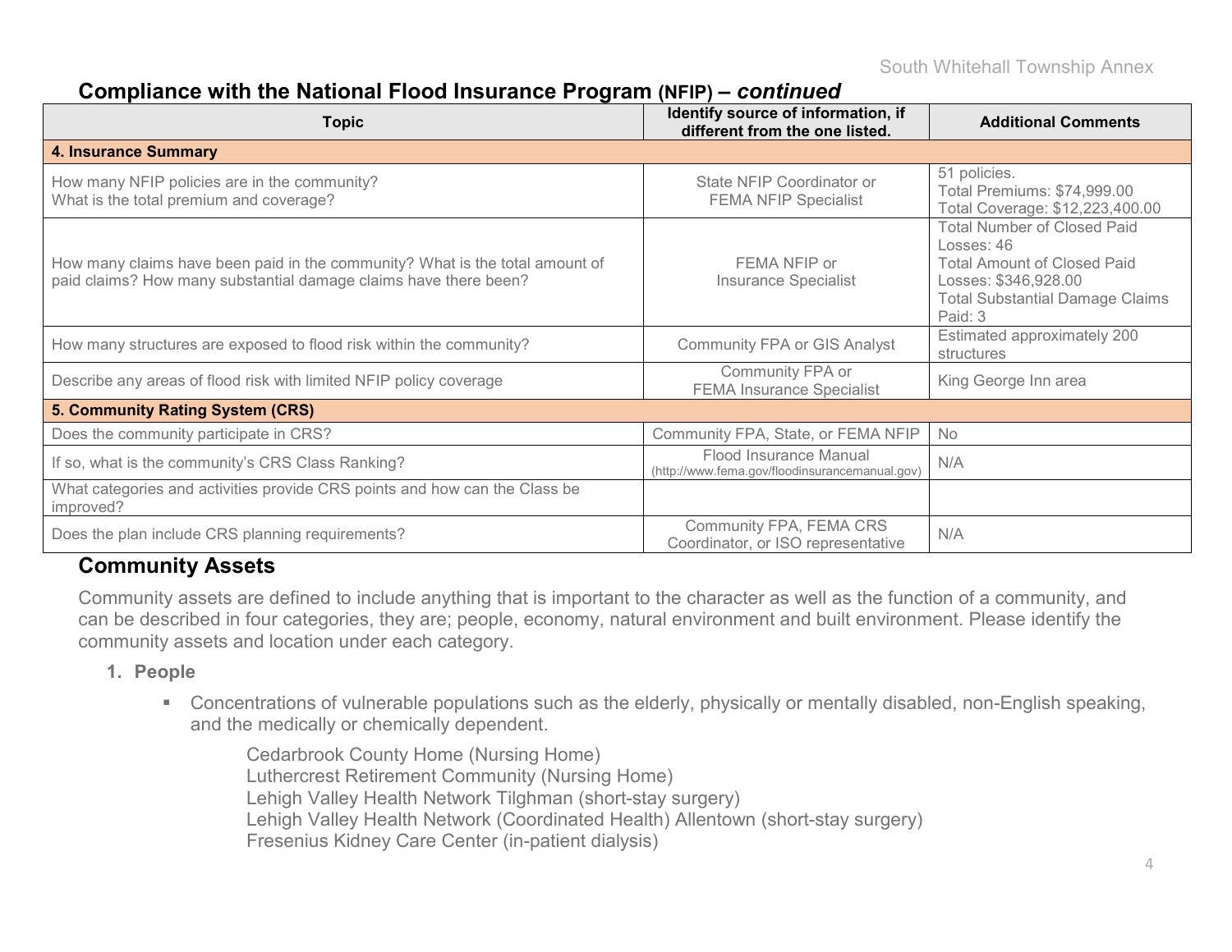## Compliance with the National Flood Insurance Program (NFIP) – *continued*

| Topic | Identify source of information, if different from the one listed. | Additional Comments |
|---|---|---|
| **4. Insurance Summary** | | |
| How many NFIP policies are in the community? What is the total premium and coverage? | State NFIP Coordinator or FEMA NFIP Specialist | 51 policies. Total Premiums: $74,999.00 Total Coverage: $12,223,400.00 |
| How many claims have been paid in the community? What is the total amount of paid claims? How many substantial damage claims have there been? | FEMA NFIP or Insurance Specialist | Total Number of Closed Paid Losses: 46 Total Amount of Closed Paid Losses: $346,928.00 Total Substantial Damage Claims Paid: 3 |
| How many structures are exposed to flood risk within the community? | Community FPA or GIS Analyst | Estimated approximately 200 structures |
| Describe any areas of flood risk with limited NFIP policy coverage | Community FPA or FEMA Insurance Specialist | King George Inn area |
| **5. Community Rating System (CRS)** | | |
| Does the community participate in CRS? | Community FPA, State, or FEMA NFIP | No |
| If so, what is the community's CRS Class Ranking? | Flood Insurance Manual (http://www.fema.gov/floodinsurancemanual.gov) | N/A |
| What categories and activities provide CRS points and how can the Class be improved? | | |
| Does the plan include CRS planning requirements? | Community FPA, FEMA CRS Coordinator, or ISO representative | N/A |

## Community Assets

Community assets are defined to include anything that is important to the character as well as the function of a community, and can be described in four categories, they are; people, economy, natural environment and built environment. Please identify the community assets and location under each category.

1. **People**
   - Concentrations of vulnerable populations such as the elderly, physically or mentally disabled, non-English speaking, and the medically or chemically dependent.

     Cedarbrook County Home (Nursing Home)
     Luthercrest Retirement Community (Nursing Home)
     Lehigh Valley Health Network Tilghman (short-stay surgery)
     Lehigh Valley Health Network (Coordinated Health) Allentown (short-stay surgery)
     Fresenius Kidney Care Center (in-patient dialysis)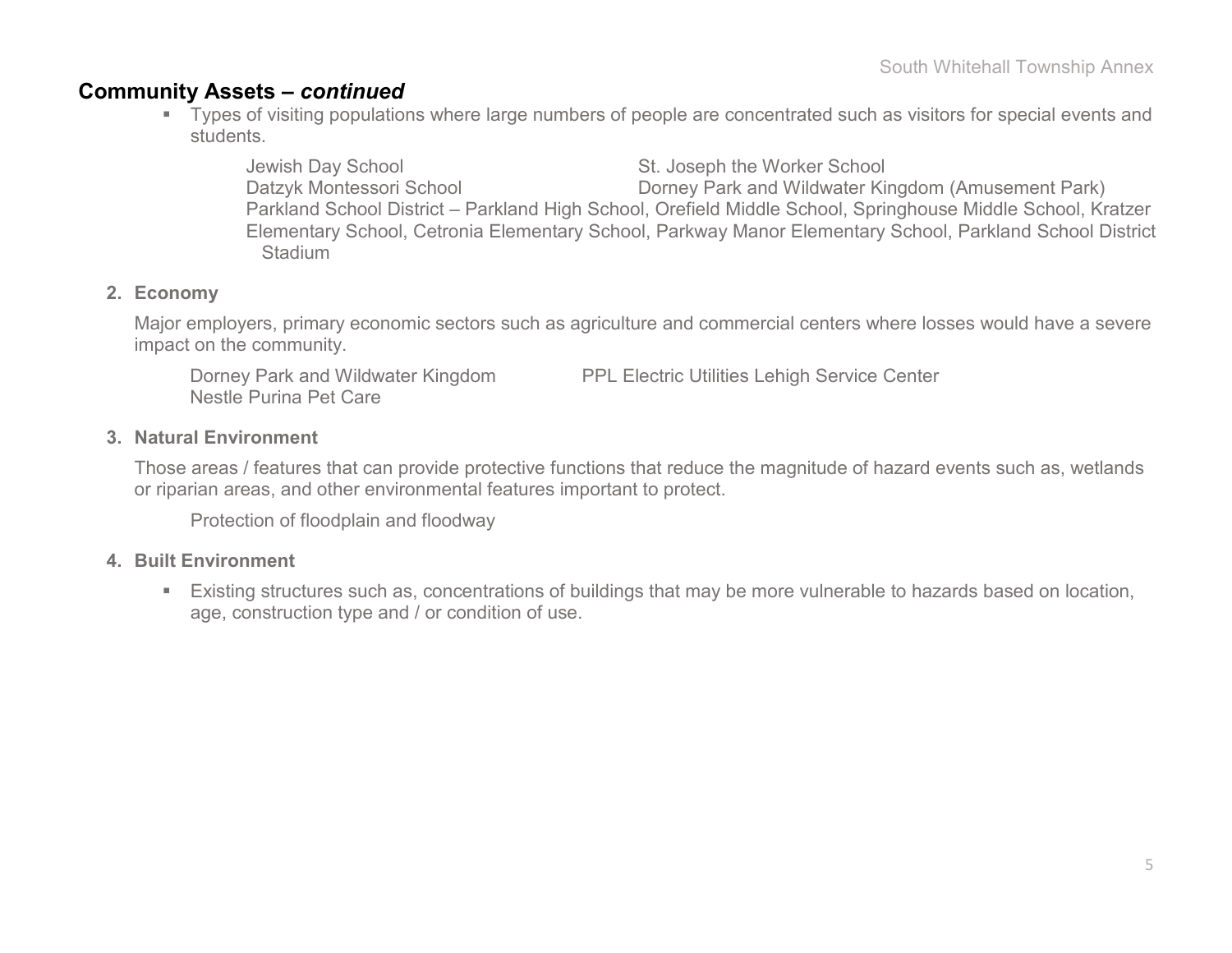## Community Assets – *continued*

- Types of visiting populations where large numbers of people are concentrated such as visitors for special events and students.

  Jewish Day School
  St. Joseph the Worker School
  Datzyk Montessori School
  Dorney Park and Wildwater Kingdom (Amusement Park)
  Parkland School District – Parkland High School, Orefield Middle School, Springhouse Middle School, Kratzer Elementary School, Cetronia Elementary School, Parkway Manor Elementary School, Parkland School District Stadium

2. **Economy**

   Major employers, primary economic sectors such as agriculture and commercial centers where losses would have a severe impact on the community.

   Dorney Park and Wildwater Kingdom
   PPL Electric Utilities Lehigh Service Center
   Nestle Purina Pet Care

3. **Natural Environment**

   Those areas / features that can provide protective functions that reduce the magnitude of hazard events such as, wetlands or riparian areas, and other environmental features important to protect.

   Protection of floodplain and floodway

4. **Built Environment**

   - Existing structures such as, concentrations of buildings that may be more vulnerable to hazards based on location, age, construction type and / or condition of use.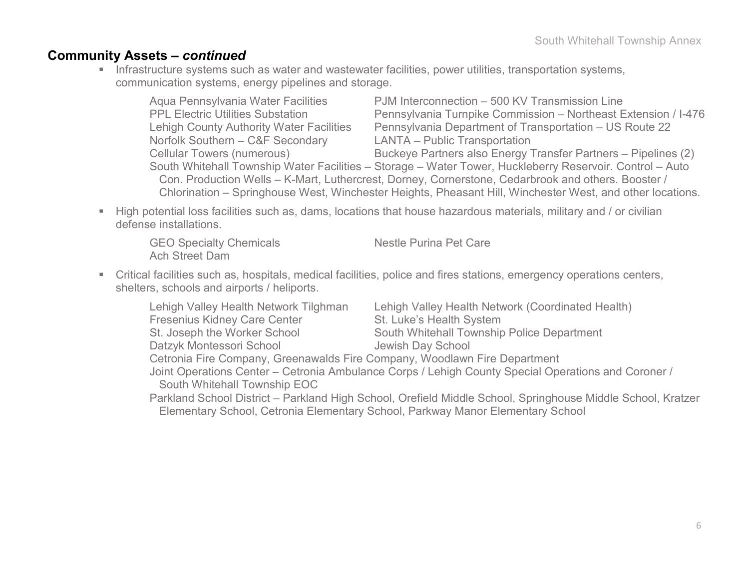## Community Assets – *continued*

- Infrastructure systems such as water and wastewater facilities, power utilities, transportation systems, communication systems, energy pipelines and storage.

  Aqua Pennsylvania Water Facilities
  PPL Electric Utilities Substation
  Lehigh County Authority Water Facilities
  Norfolk Southern – C&F Secondary
  Cellular Towers (numerous)
  PJM Interconnection – 500 KV Transmission Line
  Pennsylvania Turnpike Commission – Northeast Extension / I-476
  Pennsylvania Department of Transportation – US Route 22
  LANTA – Public Transportation
  Buckeye Partners also Energy Transfer Partners – Pipelines (2)
  South Whitehall Township Water Facilities – Storage – Water Tower, Huckleberry Reservoir. Control – Auto Con. Production Wells – K-Mart, Luthercrest, Dorney, Cornerstone, Cedarbrook and others. Booster / Chlorination – Springhouse West, Winchester Heights, Pheasant Hill, Winchester West, and other locations.

- High potential loss facilities such as, dams, locations that house hazardous materials, military and / or civilian defense installations.

  GEO Specialty Chemicals
  Ach Street Dam
  Nestle Purina Pet Care

- Critical facilities such as, hospitals, medical facilities, police and fires stations, emergency operations centers, shelters, schools and airports / heliports.

  Lehigh Valley Health Network Tilghman
  Fresenius Kidney Care Center
  St. Joseph the Worker School
  Datzyk Montessori School
  Lehigh Valley Health Network (Coordinated Health)
  St. Luke's Health System
  South Whitehall Township Police Department
  Jewish Day School
  Cetronia Fire Company, Greenawalds Fire Company, Woodlawn Fire Department
  Joint Operations Center – Cetronia Ambulance Corps / Lehigh County Special Operations and Coroner / South Whitehall Township EOC
  Parkland School District – Parkland High School, Orefield Middle School, Springhouse Middle School, Kratzer Elementary School, Cetronia Elementary School, Parkway Manor Elementary School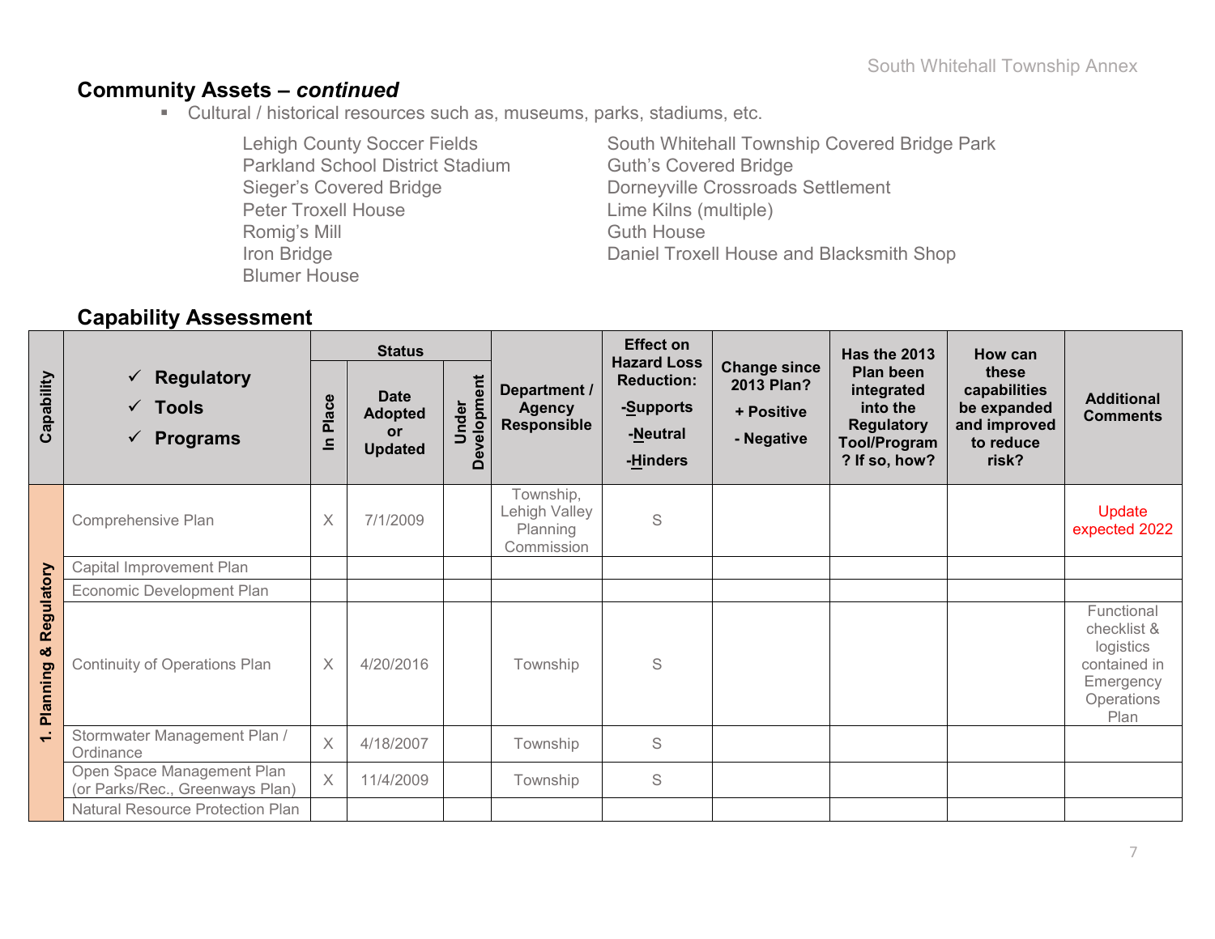## Community Assets – *continued*

- Cultural / historical resources such as, museums, parks, stadiums, etc.

Lehigh County Soccer Fields
Parkland School District Stadium
Sieger's Covered Bridge
Peter Troxell House
Romig's Mill
Iron Bridge
Blumer House
South Whitehall Township Covered Bridge Park
Guth's Covered Bridge
Dorneyville Crossroads Settlement
Lime Kilns (multiple)
Guth House
Daniel Troxell House and Blacksmith Shop

## Capability Assessment

| Capability | ✓ Regulatory ✓ Tools ✓ Programs | Status | | | Department / Agency Responsible | Effect on Hazard Loss Reduction: -Supports -Neutral -Hinders | Change since 2013 Plan? + Positive - Negative | Has the 2013 Plan been integrated into the Regulatory Tool/Program? If so, how? | How can these capabilities be expanded and improved to reduce risk? | Additional Comments |
|---|---|---|---|---|---|---|---|---|---|---|
| | | In Place | Date Adopted or Updated | Under Development | | | | | | |
| 1. Planning & Regulatory | Comprehensive Plan | X | 7/1/2009 | | Township, Lehigh Valley Planning Commission | S | | | | Update expected 2022 |
| | Capital Improvement Plan | | | | | | | | | |
| | Economic Development Plan | | | | | | | | | |
| | Continuity of Operations Plan | X | 4/20/2016 | | Township | S | | | | Functional checklist & logistics contained in Emergency Operations Plan |
| | Stormwater Management Plan / Ordinance | X | 4/18/2007 | | Township | S | | | | |
| | Open Space Management Plan (or Parks/Rec., Greenways Plan) | X | 11/4/2009 | | Township | S | | | | |
| | Natural Resource Protection Plan | | | | | | | | | |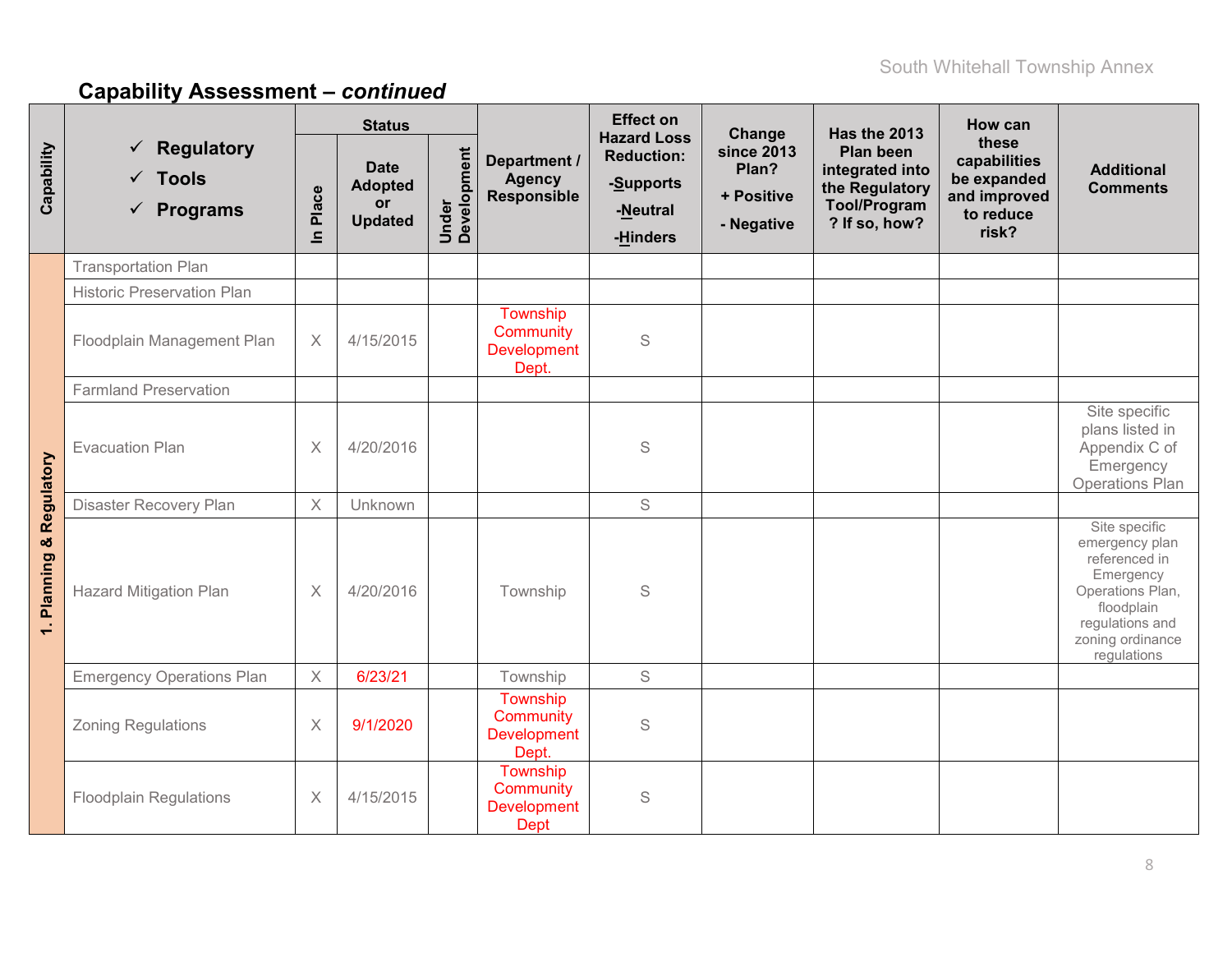## Capability Assessment – *continued*

| Capability | ✓ Regulatory ✓ Tools ✓ Programs | Status | | | Department / Agency Responsible | Effect on Hazard Loss Reduction: -Supports -Neutral -Hinders | Change since 2013 Plan? + Positive - Negative | Has the 2013 Plan been integrated into the Regulatory Tool/Program? If so, how? | How can these capabilities be expanded and improved to reduce risk? | Additional Comments |
|---|---|---|---|---|---|---|---|---|---|---|
| | | In Place | Date Adopted or Updated | Under Development | | | | | | |
| 1. Planning & Regulatory | Transportation Plan | | | | | | | | | |
| | Historic Preservation Plan | | | | | | | | | |
| | Floodplain Management Plan | X | 4/15/2015 | | Township Community Development Dept. | S | | | | |
| | Farmland Preservation | | | | | | | | | |
| | Evacuation Plan | X | 4/20/2016 | | | S | | | | Site specific plans listed in Appendix C of Emergency Operations Plan |
| | Disaster Recovery Plan | X | Unknown | | | S | | | | |
| | Hazard Mitigation Plan | X | 4/20/2016 | | Township | S | | | | Site specific emergency plan referenced in Emergency Operations Plan, floodplain regulations and zoning ordinance regulations |
| | Emergency Operations Plan | X | 6/23/21 | | Township | S | | | | |
| | Zoning Regulations | X | 9/1/2020 | | Township Community Development Dept. | S | | | | |
| | Floodplain Regulations | X | 4/15/2015 | | Township Community Development Dept | S | | | | |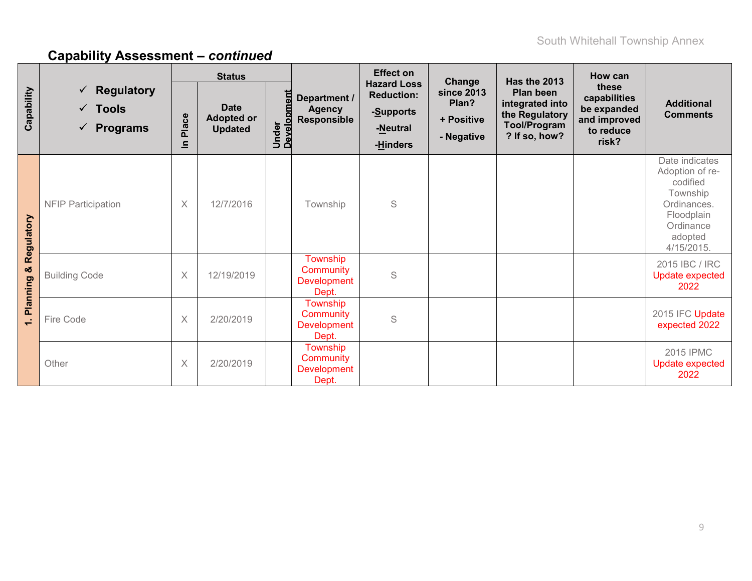## Capability Assessment – *continued*

| Capability | ✓ Regulatory ✓ Tools ✓ Programs | Status | | | Department / Agency Responsible | Effect on Hazard Loss Reduction: -Supports -Neutral -Hinders | Change since 2013 Plan? + Positive - Negative | Has the 2013 Plan been integrated into the Regulatory Tool/Program? If so, how? | How can these capabilities be expanded and improved to reduce risk? | Additional Comments |
|---|---|---|---|---|---|---|---|---|---|---|
| | | In Place | Date Adopted or Updated | Under Development | | | | | | |
| 1. Planning & Regulatory | NFIP Participation | X | 12/7/2016 | | Township | S | | | | Date indicates Adoption of re-codified Township Ordinances. Floodplain Ordinance adopted 4/15/2015. |
| | Building Code | X | 12/19/2019 | | Township Community Development Dept. | S | | | | 2015 IBC / IRC Update expected 2022 |
| | Fire Code | X | 2/20/2019 | | Township Community Development Dept. | S | | | | 2015 IFC Update expected 2022 |
| | Other | X | 2/20/2019 | | Township Community Development Dept. | | | | | 2015 IPMC Update expected 2022 |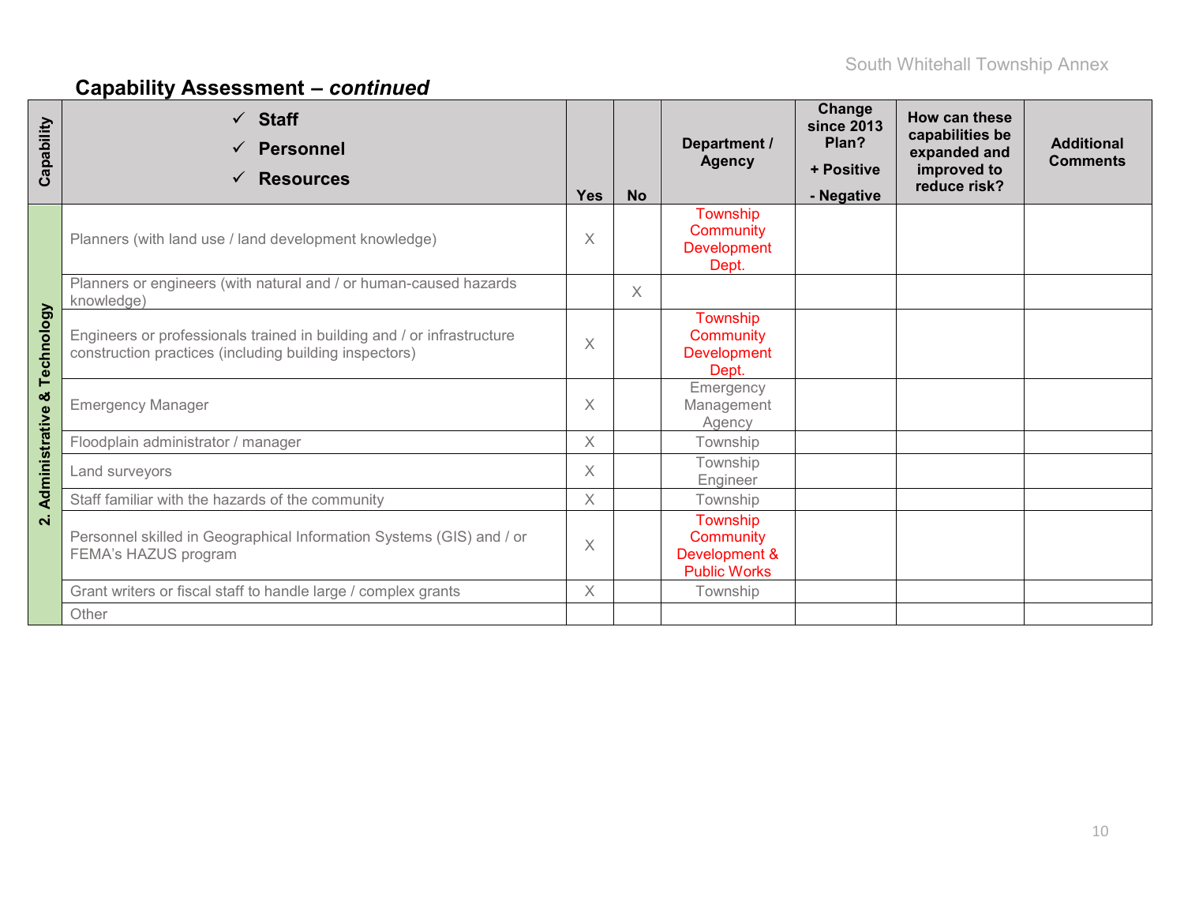## Capability Assessment – *continued*

| Capability | ✓ Staff ✓ Personnel ✓ Resources | Yes | No | Department / Agency | Change since 2013 Plan? + Positive - Negative | How can these capabilities be expanded and improved to reduce risk? | Additional Comments |
|---|---|---|---|---|---|---|---|
| 2. Administrative & Technology | Planners (with land use / land development knowledge) | X | | Township Community Development Dept. | | | |
| | Planners or engineers (with natural and / or human-caused hazards knowledge) | | X | | | | |
| | Engineers or professionals trained in building and / or infrastructure construction practices (including building inspectors) | X | | Township Community Development Dept. | | | |
| | Emergency Manager | X | | Emergency Management Agency | | | |
| | Floodplain administrator / manager | X | | Township | | | |
| | Land surveyors | X | | Township Engineer | | | |
| | Staff familiar with the hazards of the community | X | | Township | | | |
| | Personnel skilled in Geographical Information Systems (GIS) and / or FEMA's HAZUS program | X | | Township Community Development & Public Works | | | |
| | Grant writers or fiscal staff to handle large / complex grants | X | | Township | | | |
| | Other | | | | | | |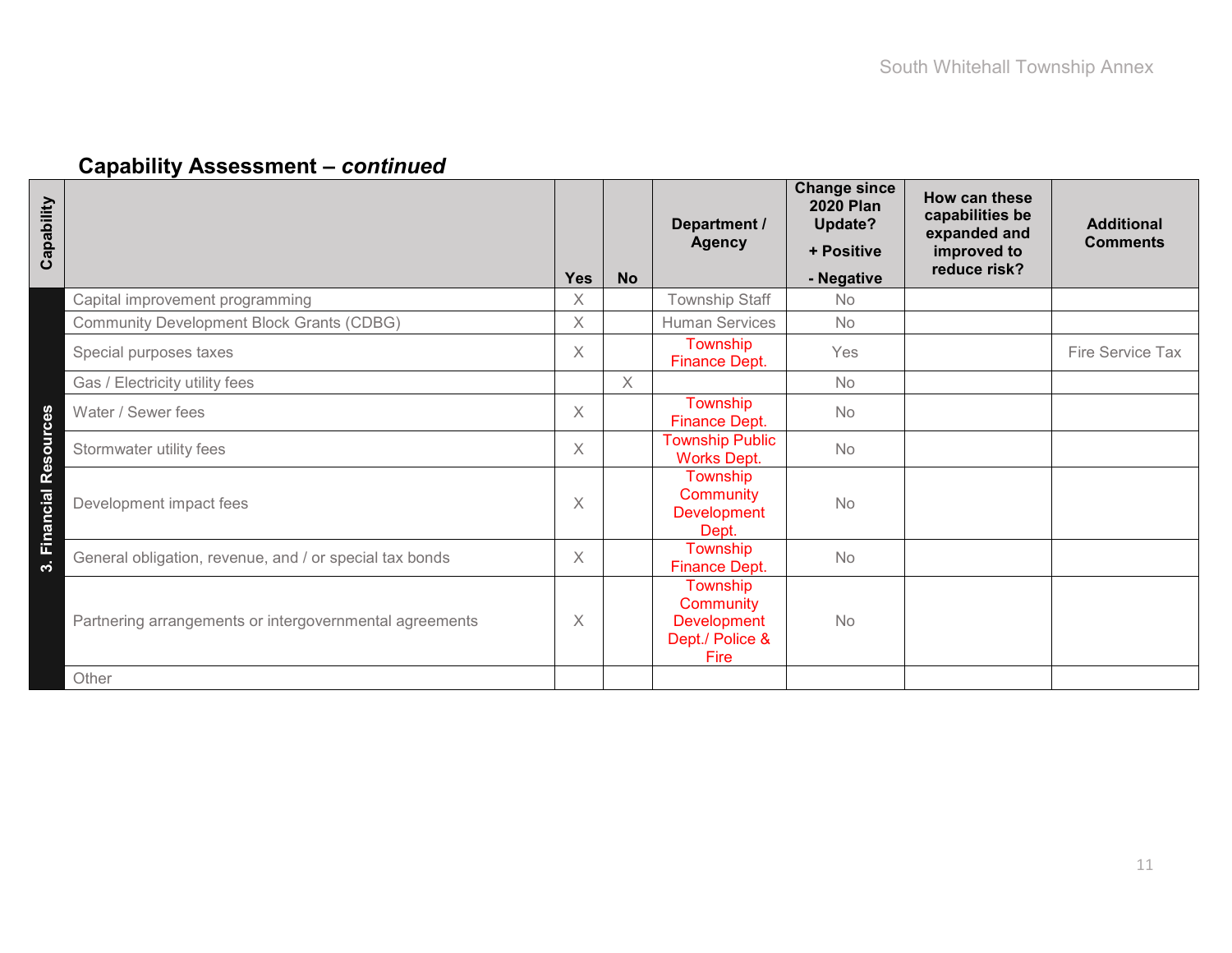## Capability Assessment – *continued*

| Capability | | Yes | No | Department / Agency | Change since 2020 Plan Update? + Positive - Negative | How can these capabilities be expanded and improved to reduce risk? | Additional Comments |
|---|---|---|---|---|---|---|---|
| 3. Financial Resources | Capital improvement programming | X | | Township Staff | No | | |
| | Community Development Block Grants (CDBG) | X | | Human Services | No | | |
| | Special purposes taxes | X | | Township Finance Dept. | Yes | | Fire Service Tax |
| | Gas / Electricity utility fees | | X | | No | | |
| | Water / Sewer fees | X | | Township Finance Dept. | No | | |
| | Stormwater utility fees | X | | Township Public Works Dept. | No | | |
| | Development impact fees | X | | Township Community Development Dept. | No | | |
| | General obligation, revenue, and / or special tax bonds | X | | Township Finance Dept. | No | | |
| | Partnering arrangements or intergovernmental agreements | X | | Township Community Development Dept./ Police & Fire | No | | |
| | Other | | | | | | |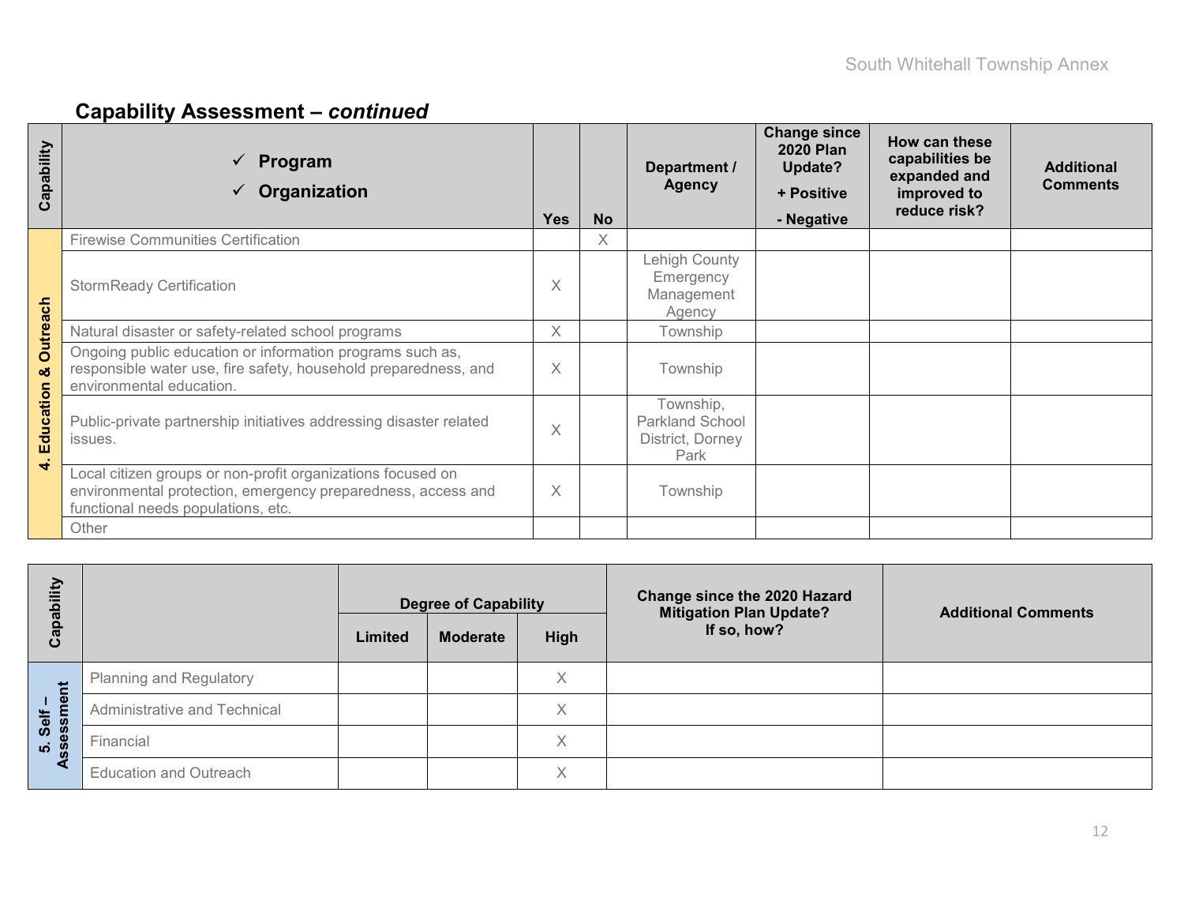## Capability Assessment – *continued*

| Capability | ✓ Program ✓ Organization | Yes | No | Department / Agency | Change since 2020 Plan Update? + Positive - Negative | How can these capabilities be expanded and improved to reduce risk? | Additional Comments |
|---|---|---|---|---|---|---|---|
| 4. Education & Outreach | Firewise Communities Certification | | X | | | | |
| | StormReady Certification | X | | Lehigh County Emergency Management Agency | | | |
| | Natural disaster or safety-related school programs | X | | Township | | | |
| | Ongoing public education or information programs such as, responsible water use, fire safety, household preparedness, and environmental education. | X | | Township | | | |
| | Public-private partnership initiatives addressing disaster related issues. | X | | Township, Parkland School District, Dorney Park | | | |
| | Local citizen groups or non-profit organizations focused on environmental protection, emergency preparedness, access and functional needs populations, etc. | X | | Township | | | |
| | Other | | | | | | |

| Capability | | Degree of Capability | | | Change since the 2020 Hazard Mitigation Plan Update? If so, how? | Additional Comments |
|---|---|---|---|---|---|---|
| | | Limited | Moderate | High | | |
| 5. Self – Assessment | Planning and Regulatory | | | X | | |
| | Administrative and Technical | | | X | | |
| | Financial | | | X | | |
| | Education and Outreach | | | X | | |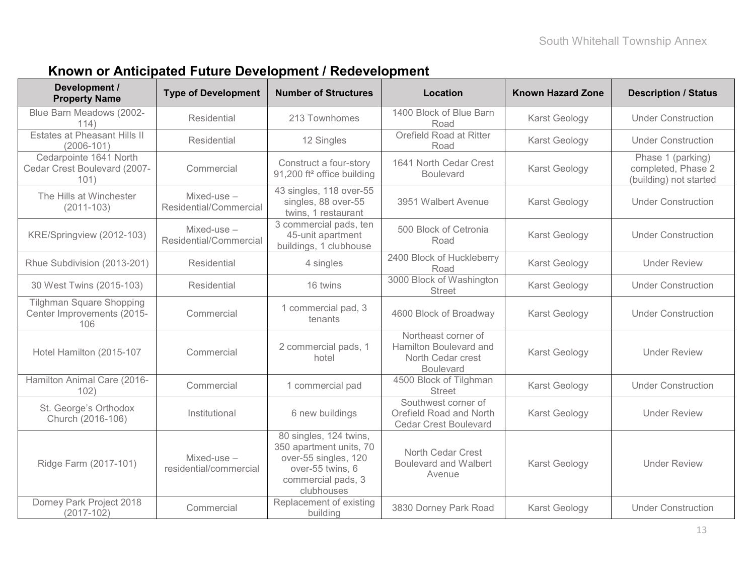## Known or Anticipated Future Development / Redevelopment

| Development / Property Name | Type of Development | Number of Structures | Location | Known Hazard Zone | Description / Status |
|---|---|---|---|---|---|
| Blue Barn Meadows (2002-114) | Residential | 213 Townhomes | 1400 Block of Blue Barn Road | Karst Geology | Under Construction |
| Estates at Pheasant Hills II (2006-101) | Residential | 12 Singles | Orefield Road at Ritter Road | Karst Geology | Under Construction |
| Cedarpointe 1641 North Cedar Crest Boulevard (2007-101) | Commercial | Construct a four-story 91,200 ft² office building | 1641 North Cedar Crest Boulevard | Karst Geology | Phase 1 (parking) completed, Phase 2 (building) not started |
| The Hills at Winchester (2011-103) | Mixed-use – Residential/Commercial | 43 singles, 118 over-55 singles, 88 over-55 twins, 1 restaurant | 3951 Walbert Avenue | Karst Geology | Under Construction |
| KRE/Springview (2012-103) | Mixed-use – Residential/Commercial | 3 commercial pads, ten 45-unit apartment buildings, 1 clubhouse | 500 Block of Cetronia Road | Karst Geology | Under Construction |
| Rhue Subdivision (2013-201) | Residential | 4 singles | 2400 Block of Huckleberry Road | Karst Geology | Under Review |
| 30 West Twins (2015-103) | Residential | 16 twins | 3000 Block of Washington Street | Karst Geology | Under Construction |
| Tilghman Square Shopping Center Improvements (2015-106 | Commercial | 1 commercial pad, 3 tenants | 4600 Block of Broadway | Karst Geology | Under Construction |
| Hotel Hamilton (2015-107 | Commercial | 2 commercial pads, 1 hotel | Northeast corner of Hamilton Boulevard and North Cedar crest Boulevard | Karst Geology | Under Review |
| Hamilton Animal Care (2016-102) | Commercial | 1 commercial pad | 4500 Block of Tilghman Street | Karst Geology | Under Construction |
| St. George's Orthodox Church (2016-106) | Institutional | 6 new buildings | Southwest corner of Orefield Road and North Cedar Crest Boulevard | Karst Geology | Under Review |
| Ridge Farm (2017-101) | Mixed-use – residential/commercial | 80 singles, 124 twins, 350 apartment units, 70 over-55 singles, 120 over-55 twins, 6 commercial pads, 3 clubhouses | North Cedar Crest Boulevard and Walbert Avenue | Karst Geology | Under Review |
| Dorney Park Project 2018 (2017-102) | Commercial | Replacement of existing building | 3830 Dorney Park Road | Karst Geology | Under Construction |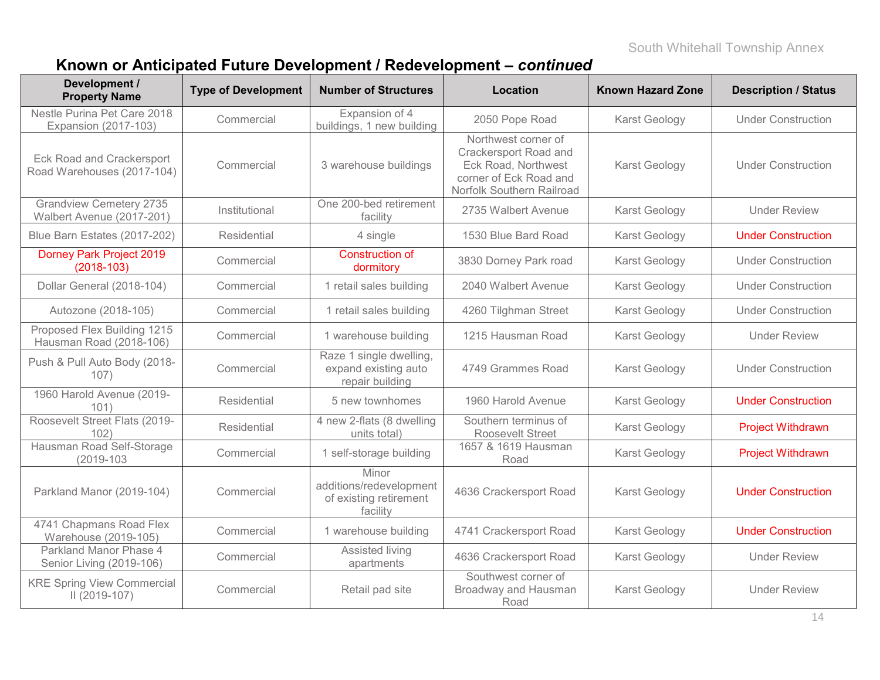## Known or Anticipated Future Development / Redevelopment – *continued*

| Development / Property Name | Type of Development | Number of Structures | Location | Known Hazard Zone | Description / Status |
|---|---|---|---|---|---|
| Nestle Purina Pet Care 2018 Expansion (2017-103) | Commercial | Expansion of 4 buildings, 1 new building | 2050 Pope Road | Karst Geology | Under Construction |
| Eck Road and Crackersport Road Warehouses (2017-104) | Commercial | 3 warehouse buildings | Northwest corner of Crackersport Road and Eck Road, Northwest corner of Eck Road and Norfolk Southern Railroad | Karst Geology | Under Construction |
| Grandview Cemetery 2735 Walbert Avenue (2017-201) | Institutional | One 200-bed retirement facility | 2735 Walbert Avenue | Karst Geology | Under Review |
| Blue Barn Estates (2017-202) | Residential | 4 single | 1530 Blue Bard Road | Karst Geology | Under Construction |
| Dorney Park Project 2019 (2018-103) | Commercial | Construction of dormitory | 3830 Dorney Park road | Karst Geology | Under Construction |
| Dollar General (2018-104) | Commercial | 1 retail sales building | 2040 Walbert Avenue | Karst Geology | Under Construction |
| Autozone (2018-105) | Commercial | 1 retail sales building | 4260 Tilghman Street | Karst Geology | Under Construction |
| Proposed Flex Building 1215 Hausman Road (2018-106) | Commercial | 1 warehouse building | 1215 Hausman Road | Karst Geology | Under Review |
| Push & Pull Auto Body (2018-107) | Commercial | Raze 1 single dwelling, expand existing auto repair building | 4749 Grammes Road | Karst Geology | Under Construction |
| 1960 Harold Avenue (2019-101) | Residential | 5 new townhomes | 1960 Harold Avenue | Karst Geology | Under Construction |
| Roosevelt Street Flats (2019-102) | Residential | 4 new 2-flats (8 dwelling units total) | Southern terminus of Roosevelt Street | Karst Geology | Project Withdrawn |
| Hausman Road Self-Storage (2019-103 | Commercial | 1 self-storage building | 1657 & 1619 Hausman Road | Karst Geology | Project Withdrawn |
| Parkland Manor (2019-104) | Commercial | Minor additions/redevelopment of existing retirement facility | 4636 Crackersport Road | Karst Geology | Under Construction |
| 4741 Chapmans Road Flex Warehouse (2019-105) | Commercial | 1 warehouse building | 4741 Crackersport Road | Karst Geology | Under Construction |
| Parkland Manor Phase 4 Senior Living (2019-106) | Commercial | Assisted living apartments | 4636 Crackersport Road | Karst Geology | Under Review |
| KRE Spring View Commercial II (2019-107) | Commercial | Retail pad site | Southwest corner of Broadway and Hausman Road | Karst Geology | Under Review |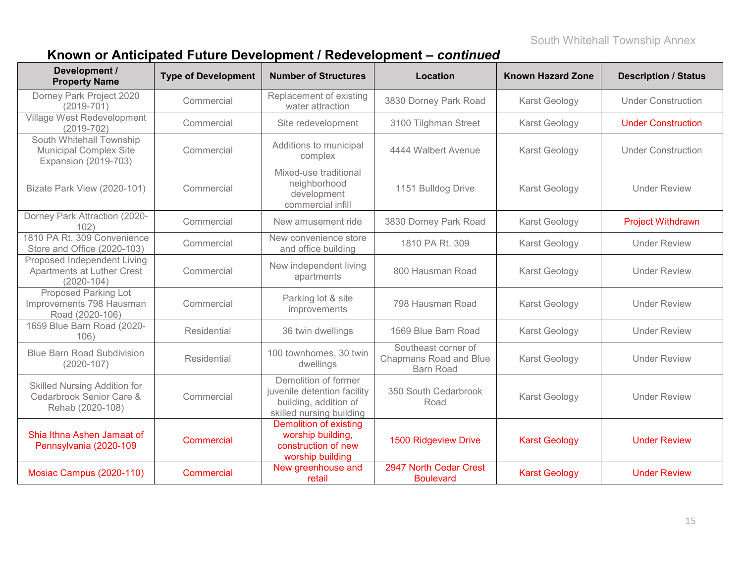## Known or Anticipated Future Development / Redevelopment – *continued*

| Development / Property Name | Type of Development | Number of Structures | Location | Known Hazard Zone | Description / Status |
|---|---|---|---|---|---|
| Dorney Park Project 2020 (2019-701) | Commercial | Replacement of existing water attraction | 3830 Dorney Park Road | Karst Geology | Under Construction |
| Village West Redevelopment (2019-702) | Commercial | Site redevelopment | 3100 Tilghman Street | Karst Geology | Under Construction |
| South Whitehall Township Municipal Complex Site Expansion (2019-703) | Commercial | Additions to municipal complex | 4444 Walbert Avenue | Karst Geology | Under Construction |
| Bizate Park View (2020-101) | Commercial | Mixed-use traditional neighborhood development commercial infill | 1151 Bulldog Drive | Karst Geology | Under Review |
| Dorney Park Attraction (2020-102) | Commercial | New amusement ride | 3830 Dorney Park Road | Karst Geology | Project Withdrawn |
| 1810 PA Rt. 309 Convenience Store and Office (2020-103) | Commercial | New convenience store and office building | 1810 PA Rt. 309 | Karst Geology | Under Review |
| Proposed Independent Living Apartments at Luther Crest (2020-104) | Commercial | New independent living apartments | 800 Hausman Road | Karst Geology | Under Review |
| Proposed Parking Lot Improvements 798 Hausman Road (2020-106) | Commercial | Parking lot & site improvements | 798 Hausman Road | Karst Geology | Under Review |
| 1659 Blue Barn Road (2020-106) | Residential | 36 twin dwellings | 1569 Blue Barn Road | Karst Geology | Under Review |
| Blue Barn Road Subdivision (2020-107) | Residential | 100 townhomes, 30 twin dwellings | Southeast corner of Chapmans Road and Blue Barn Road | Karst Geology | Under Review |
| Skilled Nursing Addition for Cedarbrook Senior Care & Rehab (2020-108) | Commercial | Demolition of former juvenile detention facility building, addition of skilled nursing building | 350 South Cedarbrook Road | Karst Geology | Under Review |
| Shia Ithna Ashen Jamaat of Pennsylvania (2020-109 | Commercial | Demolition of existing worship building, construction of new worship building | 1500 Ridgeview Drive | Karst Geology | Under Review |
| Mosiac Campus (2020-110) | Commercial | New greenhouse and retail | 2947 North Cedar Crest Boulevard | Karst Geology | Under Review |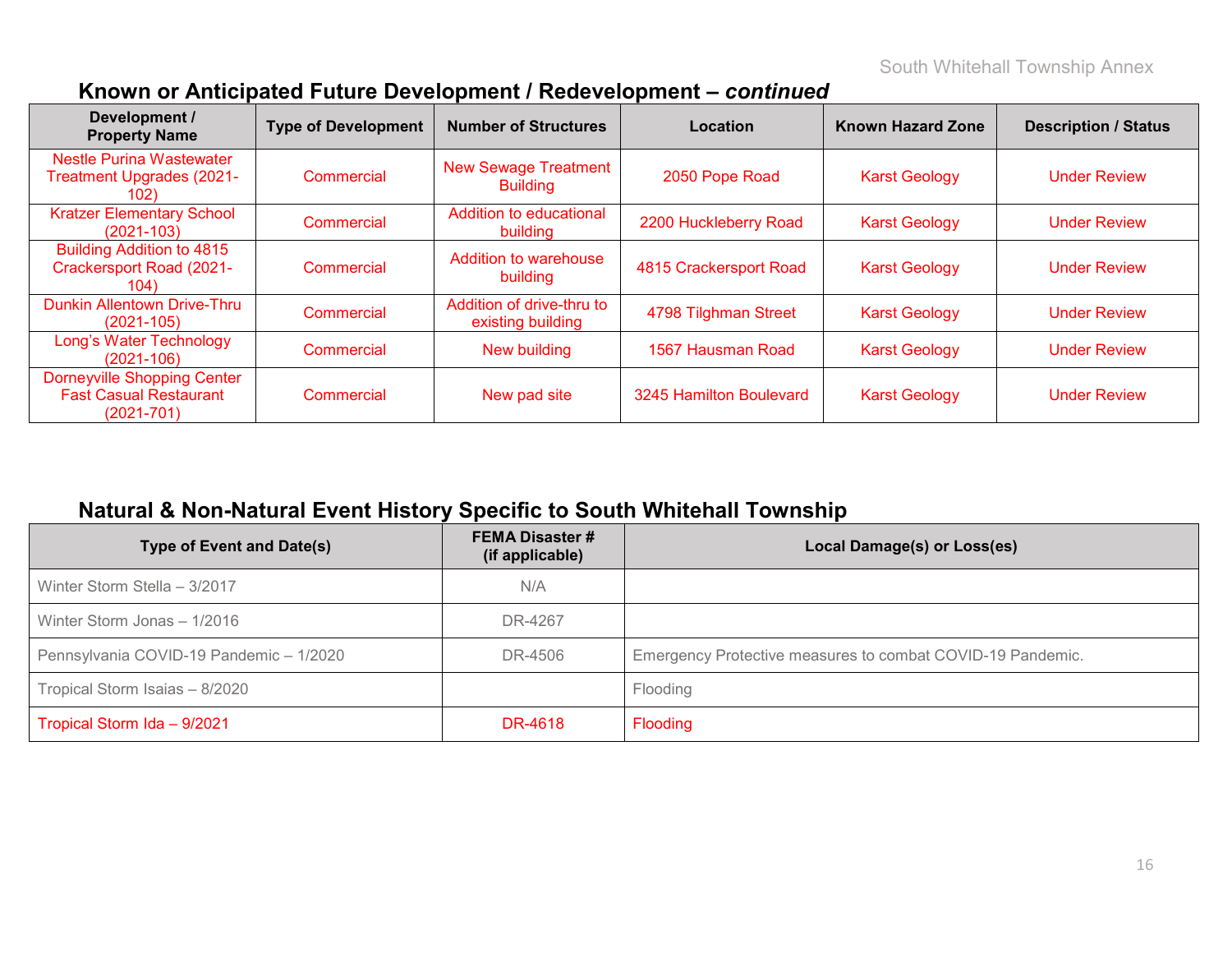## Known or Anticipated Future Development / Redevelopment – *continued*

| Development / Property Name | Type of Development | Number of Structures | Location | Known Hazard Zone | Description / Status |
|---|---|---|---|---|---|
| Nestle Purina Wastewater Treatment Upgrades (2021-102) | Commercial | New Sewage Treatment Building | 2050 Pope Road | Karst Geology | Under Review |
| Kratzer Elementary School (2021-103) | Commercial | Addition to educational building | 2200 Huckleberry Road | Karst Geology | Under Review |
| Building Addition to 4815 Crackersport Road (2021-104) | Commercial | Addition to warehouse building | 4815 Crackersport Road | Karst Geology | Under Review |
| Dunkin Allentown Drive-Thru (2021-105) | Commercial | Addition of drive-thru to existing building | 4798 Tilghman Street | Karst Geology | Under Review |
| Long's Water Technology (2021-106) | Commercial | New building | 1567 Hausman Road | Karst Geology | Under Review |
| Dorneyville Shopping Center Fast Casual Restaurant (2021-701) | Commercial | New pad site | 3245 Hamilton Boulevard | Karst Geology | Under Review |

## Natural & Non-Natural Event History Specific to South Whitehall Township

| Type of Event and Date(s) | FEMA Disaster # (if applicable) | Local Damage(s) or Loss(es) |
|---|---|---|
| Winter Storm Stella – 3/2017 | N/A | |
| Winter Storm Jonas – 1/2016 | DR-4267 | |
| Pennsylvania COVID-19 Pandemic – 1/2020 | DR-4506 | Emergency Protective measures to combat COVID-19 Pandemic. |
| Tropical Storm Isaias – 8/2020 | | Flooding |
| Tropical Storm Ida – 9/2021 | DR-4618 | Flooding |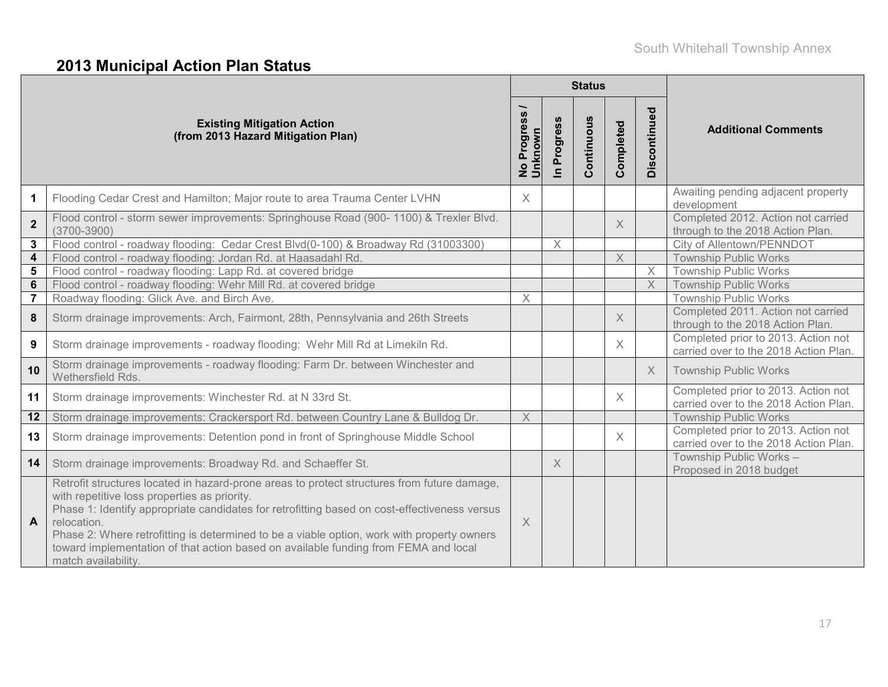## 2013 Municipal Action Plan Status

| | Existing Mitigation Action (from 2013 Hazard Mitigation Plan) | Status | | | | | Additional Comments |
|---|---|---|---|---|---|---|---|
| | | No Progress / Unknown | In Progress | Continuous | Completed | Discontinued | |
| **1** | Flooding Cedar Crest and Hamilton; Major route to area Trauma Center LVHN | X | | | | | Awaiting pending adjacent property development |
| **2** | Flood control - storm sewer improvements: Springhouse Road (900- 1100) & Trexler Blvd. (3700-3900) | | | | X | | Completed 2012. Action not carried through to the 2018 Action Plan. |
| **3** | Flood control - roadway flooding: Cedar Crest Blvd(0-100) & Broadway Rd (31003300) | | X | | | | City of Allentown/PENNDOT |
| **4** | Flood control - roadway flooding: Jordan Rd. at Haasadahl Rd. | | | | X | | Township Public Works |
| **5** | Flood control - roadway flooding: Lapp Rd. at covered bridge | | | | | X | Township Public Works |
| **6** | Flood control - roadway flooding: Wehr Mill Rd. at covered bridge | | | | | X | Township Public Works |
| **7** | Roadway flooding: Glick Ave. and Birch Ave. | X | | | | | Township Public Works |
| **8** | Storm drainage improvements: Arch, Fairmont, 28th, Pennsylvania and 26th Streets | | | | X | | Completed 2011. Action not carried through to the 2018 Action Plan. |
| **9** | Storm drainage improvements - roadway flooding: Wehr Mill Rd at Limekiln Rd. | | | | X | | Completed prior to 2013. Action not carried over to the 2018 Action Plan. |
| **10** | Storm drainage improvements - roadway flooding: Farm Dr. between Winchester and Wethersfield Rds. | | | | | X | Township Public Works |
| **11** | Storm drainage improvements: Winchester Rd. at N 33rd St. | | | | X | | Completed prior to 2013. Action not carried over to the 2018 Action Plan. |
| **12** | Storm drainage improvements: Crackersport Rd. between Country Lane & Bulldog Dr. | X | | | | | Township Public Works |
| **13** | Storm drainage improvements: Detention pond in front of Springhouse Middle School | | | | X | | Completed prior to 2013. Action not carried over to the 2018 Action Plan. |
| **14** | Storm drainage improvements: Broadway Rd. and Schaeffer St. | | X | | | | Township Public Works – Proposed in 2018 budget |
| **A** | Retrofit structures located in hazard-prone areas to protect structures from future damage, with repetitive loss properties as priority. Phase 1: Identify appropriate candidates for retrofitting based on cost-effectiveness versus relocation. Phase 2: Where retrofitting is determined to be a viable option, work with property owners toward implementation of that action based on available funding from FEMA and local match availability. | X | | | | | |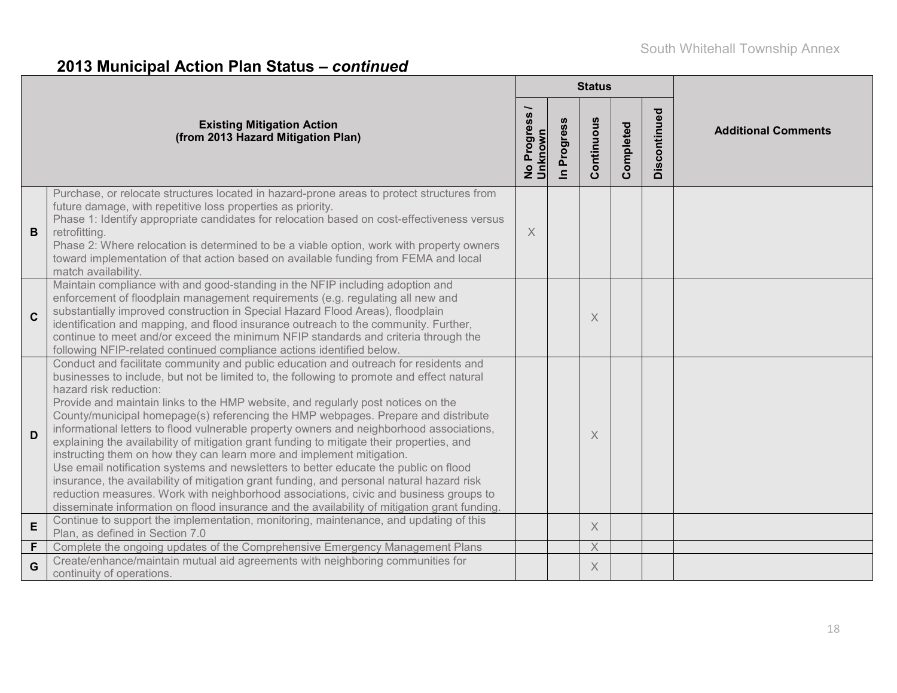## 2013 Municipal Action Plan Status – *continued*

| | Existing Mitigation Action (from 2013 Hazard Mitigation Plan) | Status | | | | | Additional Comments |
|---|---|---|---|---|---|---|---|
| | | No Progress / Unknown | In Progress | Continuous | Completed | Discontinued | |
| **B** | Purchase, or relocate structures located in hazard-prone areas to protect structures from future damage, with repetitive loss properties as priority. Phase 1: Identify appropriate candidates for relocation based on cost-effectiveness versus retrofitting. Phase 2: Where relocation is determined to be a viable option, work with property owners toward implementation of that action based on available funding from FEMA and local match availability. | X | | | | | |
| **C** | Maintain compliance with and good-standing in the NFIP including adoption and enforcement of floodplain management requirements (e.g. regulating all new and substantially improved construction in Special Hazard Flood Areas), floodplain identification and mapping, and flood insurance outreach to the community. Further, continue to meet and/or exceed the minimum NFIP standards and criteria through the following NFIP-related continued compliance actions identified below. | | | X | | | |
| **D** | Conduct and facilitate community and public education and outreach for residents and businesses to include, but not be limited to, the following to promote and effect natural hazard risk reduction: Provide and maintain links to the HMP website, and regularly post notices on the County/municipal homepage(s) referencing the HMP webpages. Prepare and distribute informational letters to flood vulnerable property owners and neighborhood associations, explaining the availability of mitigation grant funding to mitigate their properties, and instructing them on how they can learn more and implement mitigation. Use email notification systems and newsletters to better educate the public on flood insurance, the availability of mitigation grant funding, and personal natural hazard risk reduction measures. Work with neighborhood associations, civic and business groups to disseminate information on flood insurance and the availability of mitigation grant funding. | | | X | | | |
| **E** | Continue to support the implementation, monitoring, maintenance, and updating of this Plan, as defined in Section 7.0 | | | X | | | |
| **F** | Complete the ongoing updates of the Comprehensive Emergency Management Plans | | | X | | | |
| **G** | Create/enhance/maintain mutual aid agreements with neighboring communities for continuity of operations. | | | X | | | |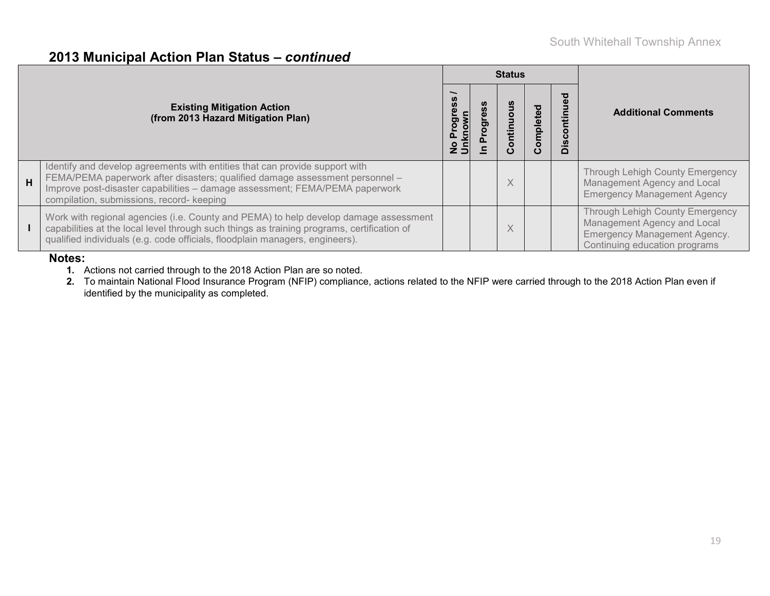## 2013 Municipal Action Plan Status – *continued*

| | Existing Mitigation Action (from 2013 Hazard Mitigation Plan) | Status | | | | | Additional Comments |
|---|---|---|---|---|---|---|---|
| | | No Progress / Unknown | In Progress | Continuous | Completed | Discontinued | |
| **H** | Identify and develop agreements with entities that can provide support with FEMA/PEMA paperwork after disasters; qualified damage assessment personnel – Improve post-disaster capabilities – damage assessment; FEMA/PEMA paperwork compilation, submissions, record- keeping | | | X | | | Through Lehigh County Emergency Management Agency and Local Emergency Management Agency |
| **I** | Work with regional agencies (i.e. County and PEMA) to help develop damage assessment capabilities at the local level through such things as training programs, certification of qualified individuals (e.g. code officials, floodplain managers, engineers). | | | X | | | Through Lehigh County Emergency Management Agency and Local Emergency Management Agency. Continuing education programs |

**Notes:**

1. Actions not carried through to the 2018 Action Plan are so noted.
2. To maintain National Flood Insurance Program (NFIP) compliance, actions related to the NFIP were carried through to the 2018 Action Plan even if identified by the municipality as completed.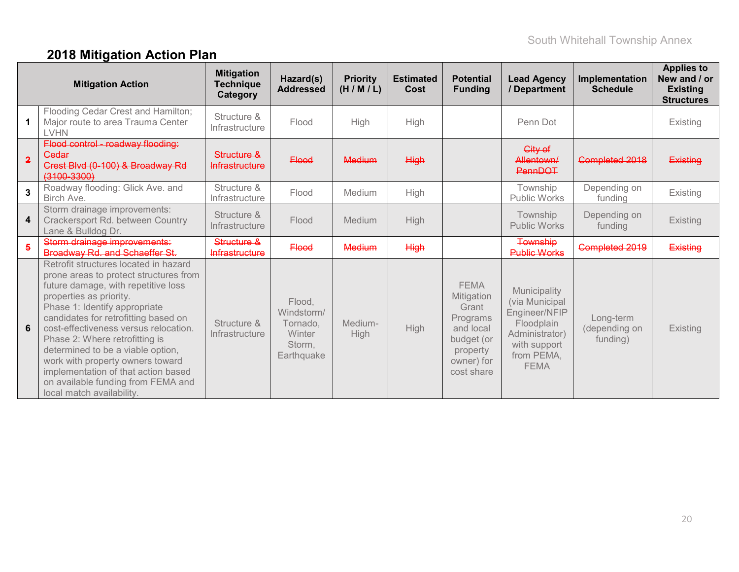## 2018 Mitigation Action Plan

| | Mitigation Action | Mitigation Technique Category | Hazard(s) Addressed | Priority (H / M / L) | Estimated Cost | Potential Funding | Lead Agency / Department | Implementation Schedule | Applies to New and / or Existing Structures |
|---|---|---|---|---|---|---|---|---|---|
| 1 | Flooding Cedar Crest and Hamilton; Major route to area Trauma Center LVHN | Structure & Infrastructure | Flood | High | High | | Penn Dot | | Existing |
| ~~2~~ | ~~Flood control - roadway flooding: Cedar Crest Blvd (0-100) & Broadway Rd (3100-3300)~~ | ~~Structure & Infrastructure~~ | ~~Flood~~ | ~~Medium~~ | ~~High~~ | | ~~City of Allentown/ PennDOT~~ | ~~Completed 2018~~ | ~~Existing~~ |
| 3 | Roadway flooding: Glick Ave. and Birch Ave. | Structure & Infrastructure | Flood | Medium | High | | Township Public Works | Depending on funding | Existing |
| 4 | Storm drainage improvements: Crackersport Rd. between Country Lane & Bulldog Dr. | Structure & Infrastructure | Flood | Medium | High | | Township Public Works | Depending on funding | Existing |
| ~~5~~ | ~~Storm drainage improvements: Broadway Rd. and Schaeffer St.~~ | ~~Structure & Infrastructure~~ | ~~Flood~~ | ~~Medium~~ | ~~High~~ | | ~~Township Public Works~~ | ~~Completed 2019~~ | ~~Existing~~ |
| 6 | Retrofit structures located in hazard prone areas to protect structures from future damage, with repetitive loss properties as priority.<br>Phase 1: Identify appropriate candidates for retrofitting based on cost-effectiveness versus relocation.<br>Phase 2: Where retrofitting is determined to be a viable option, work with property owners toward implementation of that action based on available funding from FEMA and local match availability. | Structure & Infrastructure | Flood, Windstorm/ Tornado, Winter Storm, Earthquake | Medium-High | High | FEMA Mitigation Grant Programs and local budget (or property owner) for cost share | Municipality (via Municipal Engineer/NFIP Floodplain Administrator) with support from PEMA, FEMA | Long-term (depending on funding) | Existing |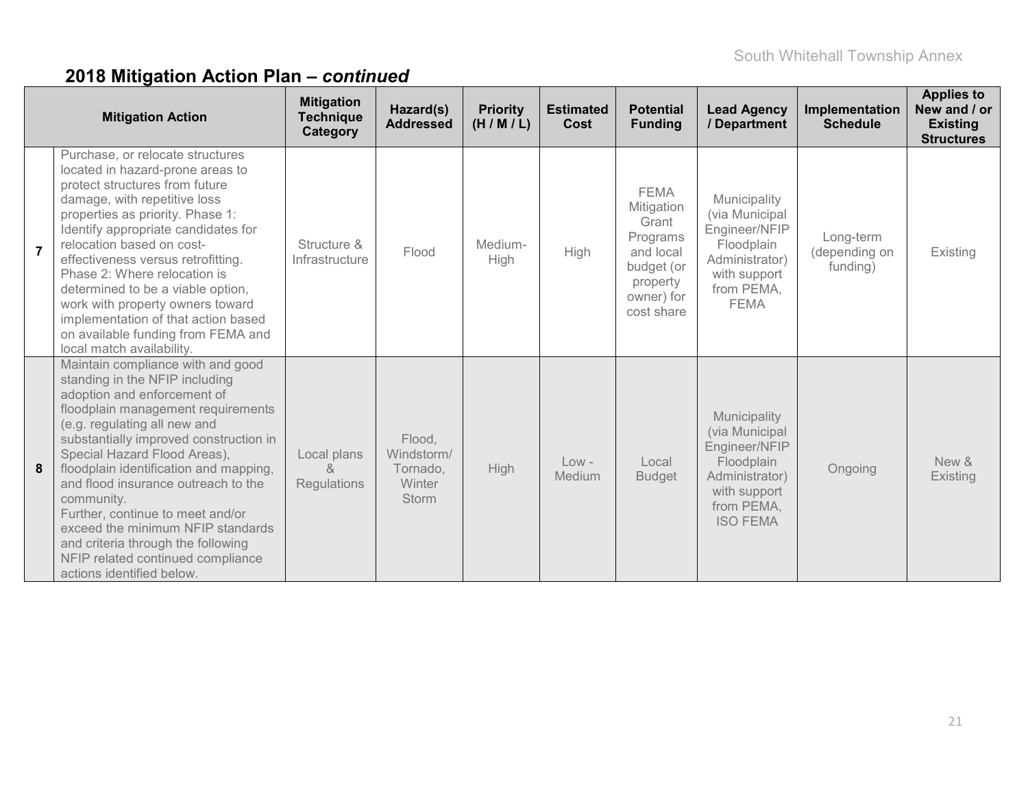## 2018 Mitigation Action Plan – *continued*

| | Mitigation Action | Mitigation Technique Category | Hazard(s) Addressed | Priority (H / M / L) | Estimated Cost | Potential Funding | Lead Agency / Department | Implementation Schedule | Applies to New and / or Existing Structures |
|---|---|---|---|---|---|---|---|---|---|
| **7** | Purchase, or relocate structures located in hazard-prone areas to protect structures from future damage, with repetitive loss properties as priority. Phase 1: Identify appropriate candidates for relocation based on cost-effectiveness versus retrofitting. Phase 2: Where relocation is determined to be a viable option, work with property owners toward implementation of that action based on available funding from FEMA and local match availability. | Structure & Infrastructure | Flood | Medium-High | High | FEMA Mitigation Grant Programs and local budget (or property owner) for cost share | Municipality (via Municipal Engineer/NFIP Floodplain Administrator) with support from PEMA, FEMA | Long-term (depending on funding) | Existing |
| **8** | Maintain compliance with and good standing in the NFIP including adoption and enforcement of floodplain management requirements (e.g. regulating all new and substantially improved construction in Special Hazard Flood Areas), floodplain identification and mapping, and flood insurance outreach to the community. Further, continue to meet and/or exceed the minimum NFIP standards and criteria through the following NFIP related continued compliance actions identified below. | Local plans & Regulations | Flood, Windstorm/ Tornado, Winter Storm | High | Low - Medium | Local Budget | Municipality (via Municipal Engineer/NFIP Floodplain Administrator) with support from PEMA, ISO FEMA | Ongoing | New & Existing |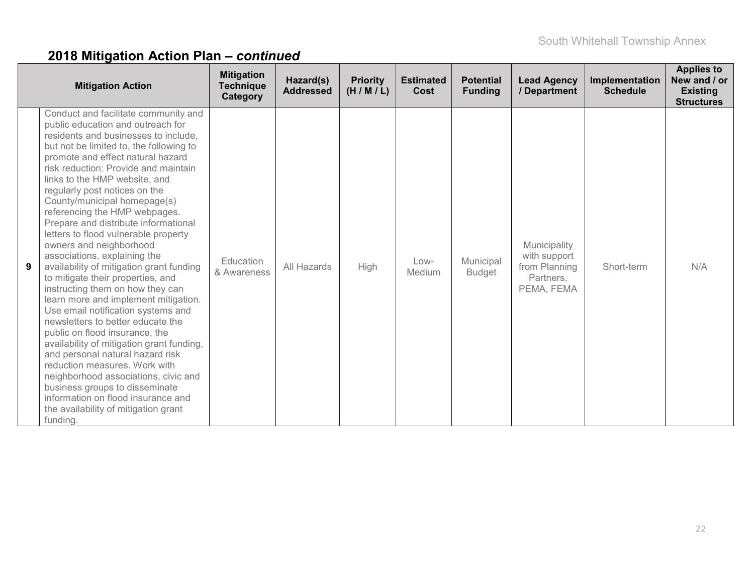## 2018 Mitigation Action Plan – *continued*

| | Mitigation Action | Mitigation Technique Category | Hazard(s) Addressed | Priority (H / M / L) | Estimated Cost | Potential Funding | Lead Agency / Department | Implementation Schedule | Applies to New and / or Existing Structures |
|---|---|---|---|---|---|---|---|---|---|
| **9** | Conduct and facilitate community and public education and outreach for residents and businesses to include, but not be limited to, the following to promote and effect natural hazard risk reduction: Provide and maintain links to the HMP website, and regularly post notices on the County/municipal homepage(s) referencing the HMP webpages. Prepare and distribute informational letters to flood vulnerable property owners and neighborhood associations, explaining the availability of mitigation grant funding to mitigate their properties, and instructing them on how they can learn more and implement mitigation. Use email notification systems and newsletters to better educate the public on flood insurance, the availability of mitigation grant funding, and personal natural hazard risk reduction measures. Work with neighborhood associations, civic and business groups to disseminate information on flood insurance and the availability of mitigation grant funding. | Education & Awareness | All Hazards | High | Low-Medium | Municipal Budget | Municipality with support from Planning Partners, PEMA, FEMA | Short-term | N/A |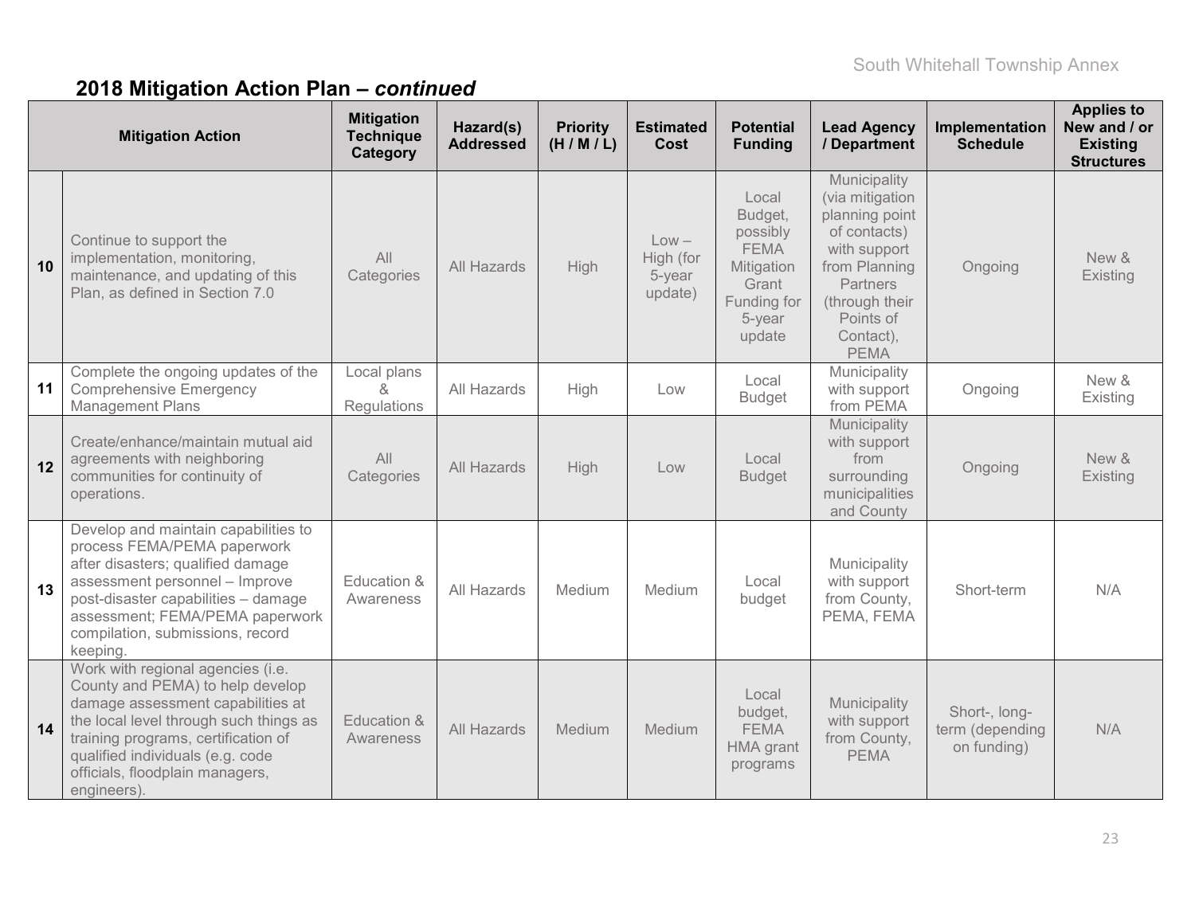## 2018 Mitigation Action Plan – *continued*

| | Mitigation Action | Mitigation Technique Category | Hazard(s) Addressed | Priority (H / M / L) | Estimated Cost | Potential Funding | Lead Agency / Department | Implementation Schedule | Applies to New and / or Existing Structures |
|---|---|---|---|---|---|---|---|---|---|
| **10** | Continue to support the implementation, monitoring, maintenance, and updating of this Plan, as defined in Section 7.0 | All Categories | All Hazards | High | Low – High (for 5-year update) | Local Budget, possibly FEMA Mitigation Grant Funding for 5-year update | Municipality (via mitigation planning point of contacts) with support from Planning Partners (through their Points of Contact), PEMA | Ongoing | New & Existing |
| **11** | Complete the ongoing updates of the Comprehensive Emergency Management Plans | Local plans & Regulations | All Hazards | High | Low | Local Budget | Municipality with support from PEMA | Ongoing | New & Existing |
| **12** | Create/enhance/maintain mutual aid agreements with neighboring communities for continuity of operations. | All Categories | All Hazards | High | Low | Local Budget | Municipality with support from surrounding municipalities and County | Ongoing | New & Existing |
| **13** | Develop and maintain capabilities to process FEMA/PEMA paperwork after disasters; qualified damage assessment personnel – Improve post-disaster capabilities – damage assessment; FEMA/PEMA paperwork compilation, submissions, record keeping. | Education & Awareness | All Hazards | Medium | Medium | Local budget | Municipality with support from County, PEMA, FEMA | Short-term | N/A |
| **14** | Work with regional agencies (i.e. County and PEMA) to help develop damage assessment capabilities at the local level through such things as training programs, certification of qualified individuals (e.g. code officials, floodplain managers, engineers). | Education & Awareness | All Hazards | Medium | Medium | Local budget, FEMA HMA grant programs | Municipality with support from County, PEMA | Short-, long-term (depending on funding) | N/A |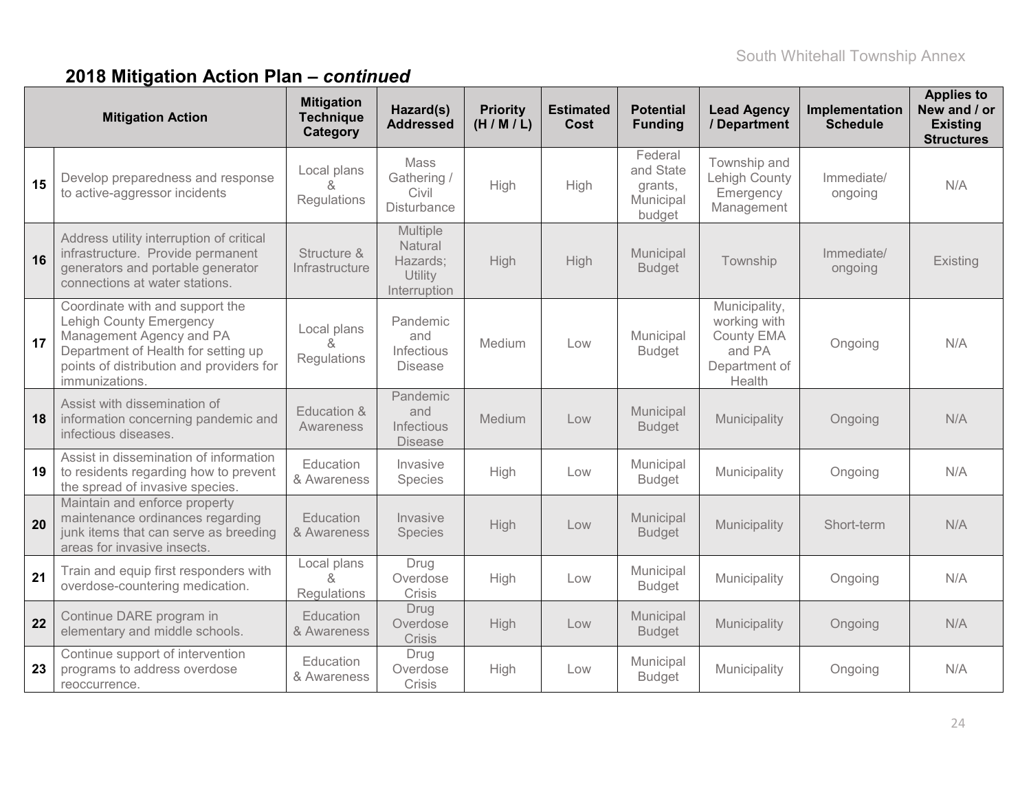## 2018 Mitigation Action Plan – *continued*

| | Mitigation Action | Mitigation Technique Category | Hazard(s) Addressed | Priority (H / M / L) | Estimated Cost | Potential Funding | Lead Agency / Department | Implementation Schedule | Applies to New and / or Existing Structures |
|---|---|---|---|---|---|---|---|---|---|
| 15 | Develop preparedness and response to active-aggressor incidents | Local plans & Regulations | Mass Gathering / Civil Disturbance | High | High | Federal and State grants, Municipal budget | Township and Lehigh County Emergency Management | Immediate/ ongoing | N/A |
| 16 | Address utility interruption of critical infrastructure. Provide permanent generators and portable generator connections at water stations. | Structure & Infrastructure | Multiple Natural Hazards; Utility Interruption | High | High | Municipal Budget | Township | Immediate/ ongoing | Existing |
| 17 | Coordinate with and support the Lehigh County Emergency Management Agency and PA Department of Health for setting up points of distribution and providers for immunizations. | Local plans & Regulations | Pandemic and Infectious Disease | Medium | Low | Municipal Budget | Municipality, working with County EMA and PA Department of Health | Ongoing | N/A |
| 18 | Assist with dissemination of information concerning pandemic and infectious diseases. | Education & Awareness | Pandemic and Infectious Disease | Medium | Low | Municipal Budget | Municipality | Ongoing | N/A |
| 19 | Assist in dissemination of information to residents regarding how to prevent the spread of invasive species. | Education & Awareness | Invasive Species | High | Low | Municipal Budget | Municipality | Ongoing | N/A |
| 20 | Maintain and enforce property maintenance ordinances regarding junk items that can serve as breeding areas for invasive insects. | Education & Awareness | Invasive Species | High | Low | Municipal Budget | Municipality | Short-term | N/A |
| 21 | Train and equip first responders with overdose-countering medication. | Local plans & Regulations | Drug Overdose Crisis | High | Low | Municipal Budget | Municipality | Ongoing | N/A |
| 22 | Continue DARE program in elementary and middle schools. | Education & Awareness | Drug Overdose Crisis | High | Low | Municipal Budget | Municipality | Ongoing | N/A |
| 23 | Continue support of intervention programs to address overdose reoccurrence. | Education & Awareness | Drug Overdose Crisis | High | Low | Municipal Budget | Municipality | Ongoing | N/A |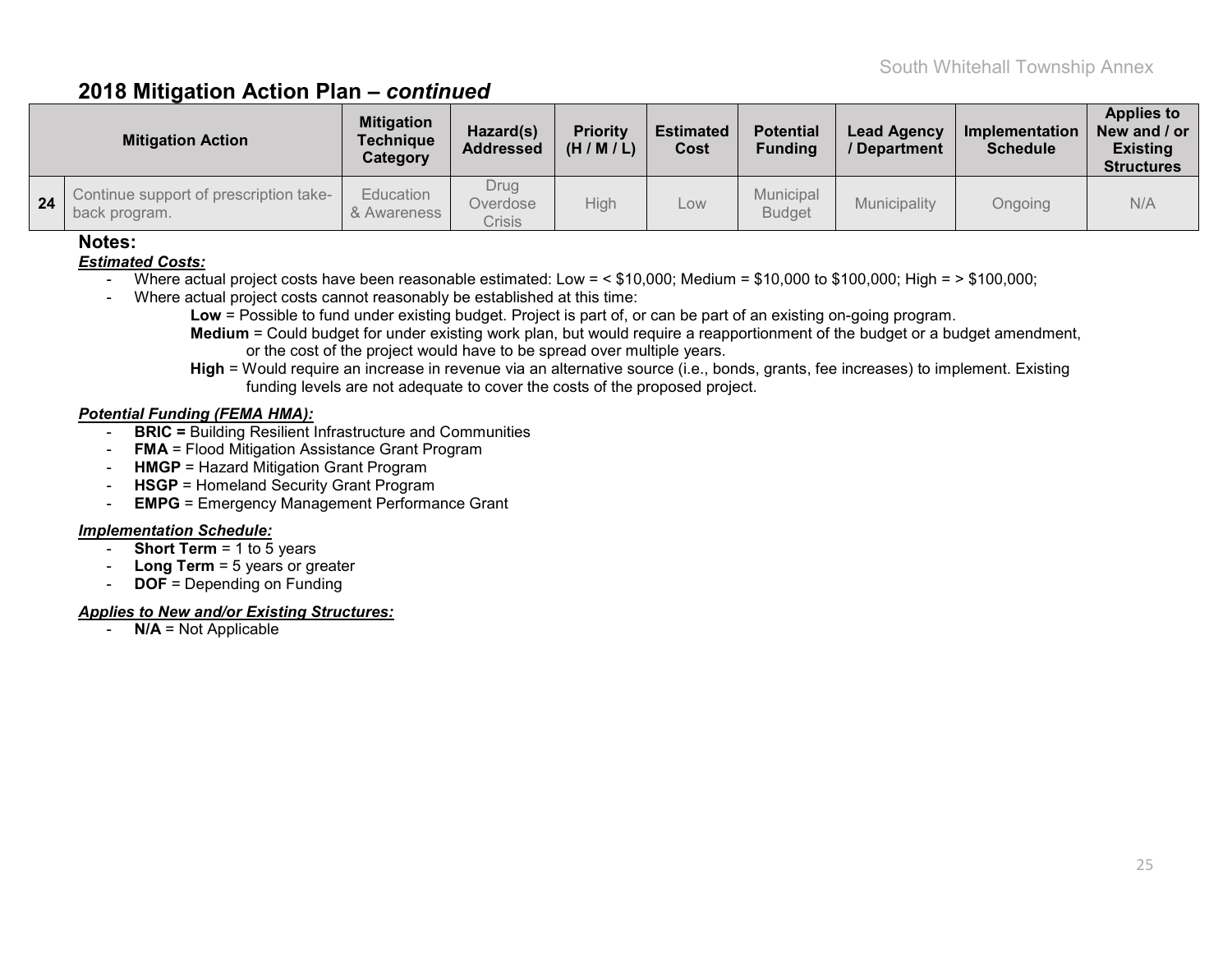## 2018 Mitigation Action Plan – *continued*

| | Mitigation Action | Mitigation Technique Category | Hazard(s) Addressed | Priority (H / M / L) | Estimated Cost | Potential Funding | Lead Agency / Department | Implementation Schedule | Applies to New and / or Existing Structures |
|---|---|---|---|---|---|---|---|---|---|
| 24 | Continue support of prescription take-back program. | Education & Awareness | Drug Overdose Crisis | High | Low | Municipal Budget | Municipality | Ongoing | N/A |

**Notes:**

***Estimated Costs:***

- Where actual project costs have been reasonable estimated: Low = < $10,000; Medium = $10,000 to $100,000; High = > $100,000;
- Where actual project costs cannot reasonably be established at this time:
  - **Low** = Possible to fund under existing budget. Project is part of, or can be part of an existing on-going program.
  - **Medium** = Could budget for under existing work plan, but would require a reapportionment of the budget or a budget amendment, or the cost of the project would have to be spread over multiple years.
  - **High** = Would require an increase in revenue via an alternative source (i.e., bonds, grants, fee increases) to implement. Existing funding levels are not adequate to cover the costs of the proposed project.

***Potential Funding (FEMA HMA):***

- **BRIC =** Building Resilient Infrastructure and Communities
- **FMA** = Flood Mitigation Assistance Grant Program
- **HMGP** = Hazard Mitigation Grant Program
- **HSGP** = Homeland Security Grant Program
- **EMPG** = Emergency Management Performance Grant

***Implementation Schedule:***

- **Short Term** = 1 to 5 years
- **Long Term** = 5 years or greater
- **DOF** = Depending on Funding

***Applies to New and/or Existing Structures:***

- **N/A** = Not Applicable